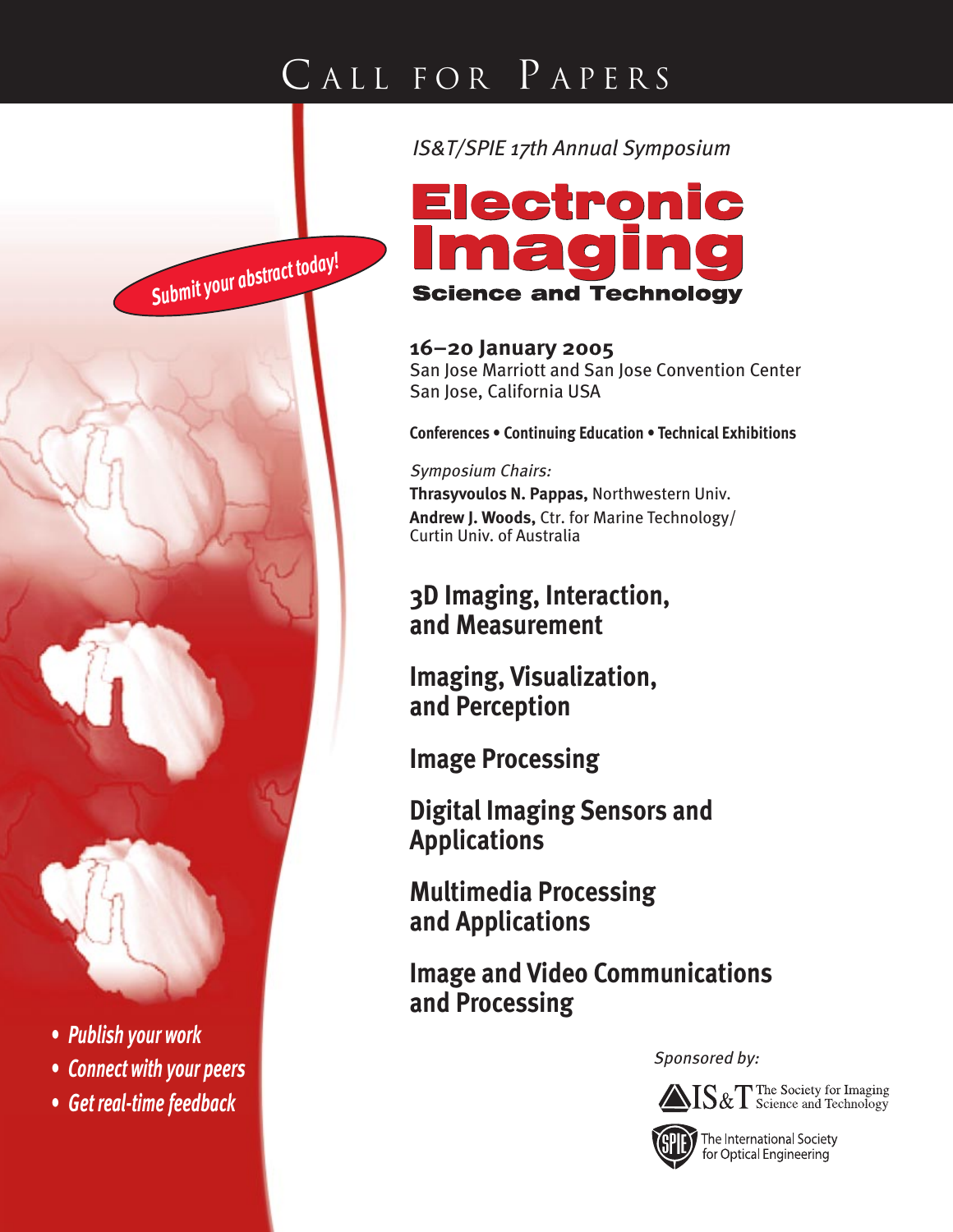# Call for Papers

*IS&T/SPIE 17th Annual Symposium*

# Electronic Imaging

## Science and Technology

Submit your abstract today!

**16–20 January 2005**
San Jose Marriott and San Jose Convention Center
San Jose, California USA

**Conferences • Continuing Education • Technical Exhibitions**

*Symposium Chairs:*
**Thrasyvoulos N. Pappas,** Northwestern Univ.
**Andrew J. Woods,** Ctr. for Marine Technology/ Curtin Univ. of Australia

## 3D Imaging, Interaction, and Measurement

## Imaging, Visualization, and Perception

## Image Processing

## Digital Imaging Sensors and Applications

## Multimedia Processing and Applications

## Image and Video Communications and Processing

- *Publish your work*
- *Connect with your peers*
- *Get real-time feedback*

*Sponsored by:*

IS&T The Society for Imaging Science and Technology

SPIE The International Society for Optical Engineering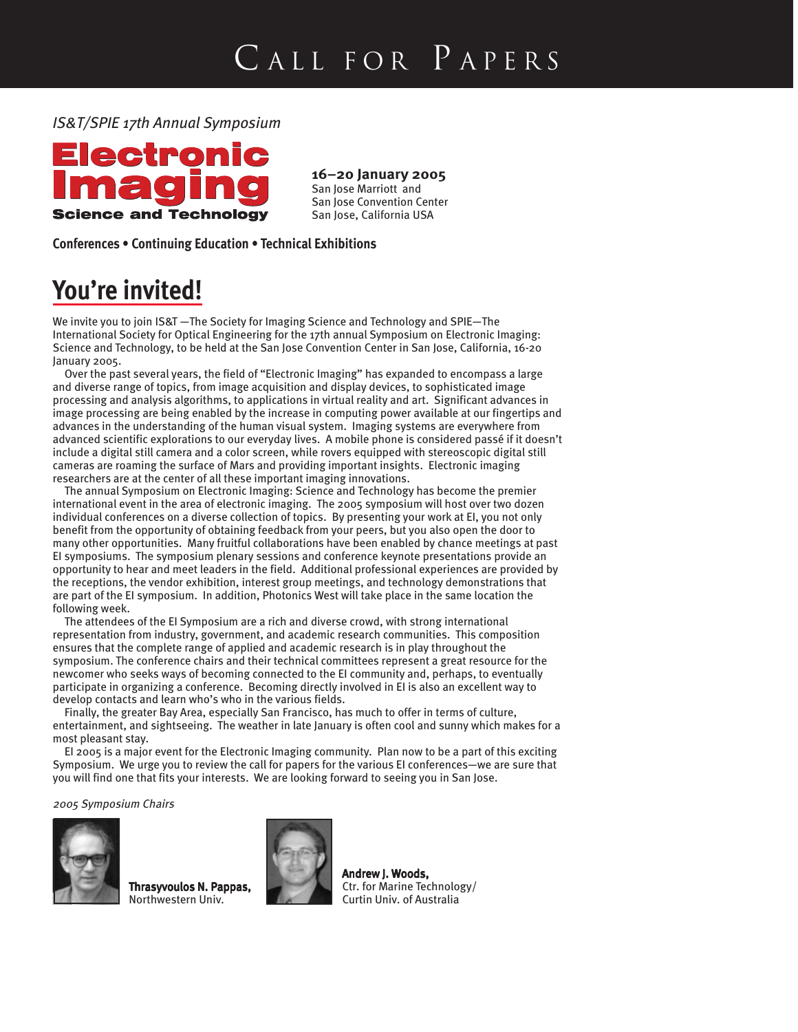# Call for Papers

*IS&T/SPIE 17th Annual Symposium*

**Electronic Imaging**
**Science and Technology**

**16–20 January 2005**
San Jose Marriott and
San Jose Convention Center
San Jose, California USA

**Conferences • Continuing Education • Technical Exhibitions**

## You're invited!

We invite you to join IS&T —The Society for Imaging Science and Technology and SPIE—The International Society for Optical Engineering for the 17th annual Symposium on Electronic Imaging: Science and Technology, to be held at the San Jose Convention Center in San Jose, California, 16-20 January 2005.

Over the past several years, the field of "Electronic Imaging" has expanded to encompass a large and diverse range of topics, from image acquisition and display devices, to sophisticated image processing and analysis algorithms, to applications in virtual reality and art. Significant advances in image processing are being enabled by the increase in computing power available at our fingertips and advances in the understanding of the human visual system. Imaging systems are everywhere from advanced scientific explorations to our everyday lives. A mobile phone is considered passé if it doesn't include a digital still camera and a color screen, while rovers equipped with stereoscopic digital still cameras are roaming the surface of Mars and providing important insights. Electronic imaging researchers are at the center of all these important imaging innovations.

The annual Symposium on Electronic Imaging: Science and Technology has become the premier international event in the area of electronic imaging. The 2005 symposium will host over two dozen individual conferences on a diverse collection of topics. By presenting your work at EI, you not only benefit from the opportunity of obtaining feedback from your peers, but you also open the door to many other opportunities. Many fruitful collaborations have been enabled by chance meetings at past EI symposiums. The symposium plenary sessions and conference keynote presentations provide an opportunity to hear and meet leaders in the field. Additional professional experiences are provided by the receptions, the vendor exhibition, interest group meetings, and technology demonstrations that are part of the EI symposium. In addition, Photonics West will take place in the same location the following week.

The attendees of the EI Symposium are a rich and diverse crowd, with strong international representation from industry, government, and academic research communities. This composition ensures that the complete range of applied and academic research is in play throughout the symposium. The conference chairs and their technical committees represent a great resource for the newcomer who seeks ways of becoming connected to the EI community and, perhaps, to eventually participate in organizing a conference. Becoming directly involved in EI is also an excellent way to develop contacts and learn who's who in the various fields.

Finally, the greater Bay Area, especially San Francisco, has much to offer in terms of culture, entertainment, and sightseeing. The weather in late January is often cool and sunny which makes for a most pleasant stay.

EI 2005 is a major event for the Electronic Imaging community. Plan now to be a part of this exciting Symposium. We urge you to review the call for papers for the various EI conferences—we are sure that you will find one that fits your interests. We are looking forward to seeing you in San Jose.

*2005 Symposium Chairs*

**Thrasyvoulos N. Pappas,**
Northwestern Univ.

**Andrew J. Woods,**
Ctr. for Marine Technology/
Curtin Univ. of Australia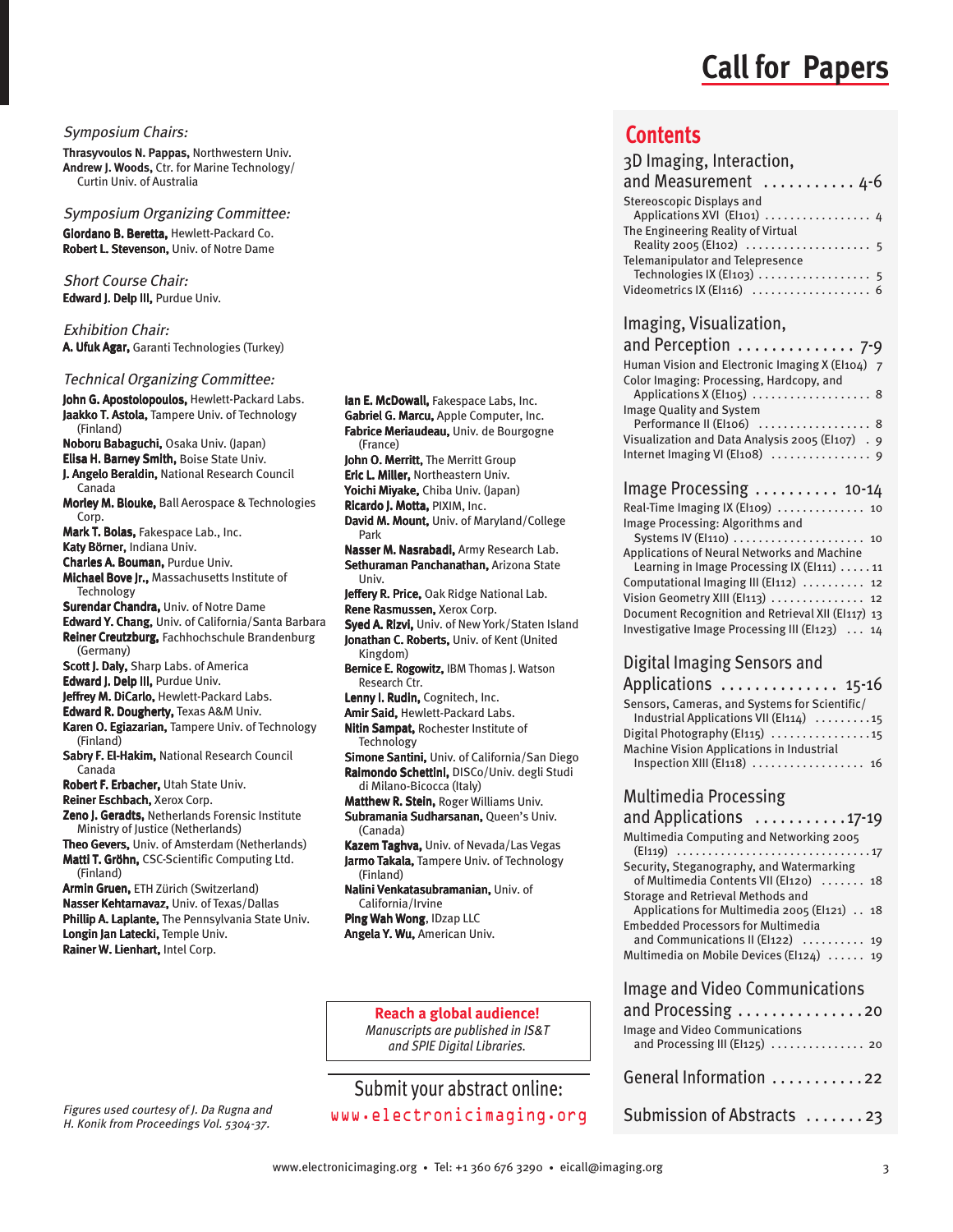# Call for Papers

*Symposium Chairs:*

**Thrasyvoulos N. Pappas,** Northwestern Univ.
**Andrew J. Woods,** Ctr. for Marine Technology/ Curtin Univ. of Australia

*Symposium Organizing Committee:*

**Giordano B. Beretta,** Hewlett-Packard Co.
**Robert L. Stevenson,** Univ. of Notre Dame

*Short Course Chair:*

**Edward J. Delp III,** Purdue Univ.

*Exhibition Chair:*

**A. Ufuk Agar,** Garanti Technologies (Turkey)

*Technical Organizing Committee:*

**John G. Apostolopoulos,** Hewlett-Packard Labs.
**Jaakko T. Astola,** Tampere Univ. of Technology (Finland)
**Noboru Babaguchi,** Osaka Univ. (Japan)
**Elisa H. Barney Smith,** Boise State Univ.
**J. Angelo Beraldin,** National Research Council Canada
**Morley M. Blouke,** Ball Aerospace & Technologies Corp.
**Mark T. Bolas,** Fakespace Lab., Inc.
**Katy Börner,** Indiana Univ.
**Charles A. Bouman,** Purdue Univ.
**Michael Bove Jr.,** Massachusetts Institute of Technology
**Surendar Chandra,** Univ. of Notre Dame
**Edward Y. Chang,** Univ. of California/Santa Barbara
**Reiner Creutzburg,** Fachhochschule Brandenburg (Germany)
**Scott J. Daly,** Sharp Labs. of America
**Edward J. Delp III,** Purdue Univ.
**Jeffrey M. DiCarlo,** Hewlett-Packard Labs.
**Edward R. Dougherty,** Texas A&M Univ.
**Karen O. Egiazarian,** Tampere Univ. of Technology (Finland)
**Sabry F. El-Hakim,** National Research Council Canada
**Robert F. Erbacher,** Utah State Univ.
**Reiner Eschbach,** Xerox Corp.
**Zeno J. Geradts,** Netherlands Forensic Institute Ministry of Justice (Netherlands)
**Theo Gevers,** Univ. of Amsterdam (Netherlands)
**Matti T. Gröhn,** CSC-Scientific Computing Ltd. (Finland)
**Armin Gruen,** ETH Zürich (Switzerland)
**Nasser Kehtarnavaz,** Univ. of Texas/Dallas
**Phillip A. Laplante,** The Pennsylvania State Univ.
**Longin Jan Latecki,** Temple Univ.
**Rainer W. Lienhart,** Intel Corp.
**Ian E. McDowall,** Fakespace Labs, Inc.
**Gabriel G. Marcu,** Apple Computer, Inc.
**Fabrice Meriaudeau,** Univ. de Bourgogne (France)
**John O. Merritt,** The Merritt Group
**Eric L. Miller,** Northeastern Univ.
**Yoichi Miyake,** Chiba Univ. (Japan)
**Ricardo J. Motta,** PIXIM, Inc.
**David M. Mount,** Univ. of Maryland/College Park
**Nasser M. Nasrabadi,** Army Research Lab.
**Sethuraman Panchanathan,** Arizona State Univ.
**Jeffery R. Price,** Oak Ridge National Lab.
**Rene Rasmussen,** Xerox Corp.
**Syed A. Rizvi,** Univ. of New York/Staten Island
**Jonathan C. Roberts,** Univ. of Kent (United Kingdom)
**Bernice E. Rogowitz,** IBM Thomas J. Watson Research Ctr.
**Lenny I. Rudin,** Cognitech, Inc.
**Amir Said,** Hewlett-Packard Labs.
**Nitin Sampat,** Rochester Institute of Technology
**Simone Santini,** Univ. of California/San Diego
**Raimondo Schettini,** DISCo/Univ. degli Studi di Milano-Bicocca (Italy)
**Matthew R. Stein,** Roger Williams Univ.
**Subramania Sudharsanan,** Queen's Univ. (Canada)
**Kazem Taghva,** Univ. of Nevada/Las Vegas
**Jarmo Takala,** Tampere Univ. of Technology (Finland)
**Nalini Venkatasubramanian,** Univ. of California/Irvine
**Ping Wah Wong,** IDzap LLC
**Angela Y. Wu,** American Univ.

*Figures used courtesy of J. Da Rugna and H. Konik from Proceedings Vol. 5304-37.*

**Reach a global audience!**
*Manuscripts are published in IS&T and SPIE Digital Libraries.*

Submit your abstract online:
www.electronicimaging.org

## Contents

**3D Imaging, Interaction, and Measurement . . . . . . . . . . . 4-6**

- Stereoscopic Displays and Applications XVI (EI101) . . . . . . . . . . 4
- The Engineering Reality of Virtual Reality 2005 (EI102) . . . . . . . . . . 5
- Telemanipulator and Telepresence Technologies IX (EI103) . . . . . . . . . . 5
- Videometrics IX (EI116) . . . . . . . . . . 6

**Imaging, Visualization, and Perception . . . . . . . . . . . . . . 7-9**

- Human Vision and Electronic Imaging X (EI104) 7
- Color Imaging: Processing, Hardcopy, and Applications X (EI105) . . . . . . . . . . 8
- Image Quality and System Performance II (EI106) . . . . . . . . . . 8
- Visualization and Data Analysis 2005 (EI107) . 9
- Internet Imaging VI (EI108) . . . . . . . . . . 9

**Image Processing . . . . . . . . . . 10-14**

- Real-Time Imaging IX (EI109) . . . . . . . . . . 10
- Image Processing: Algorithms and Systems IV (EI110) . . . . . . . . . . 10
- Applications of Neural Networks and Machine Learning in Image Processing IX (EI111) . . . . . 11
- Computational Imaging III (EI112) . . . . . . . . . . 12
- Vision Geometry XIII (EI113) . . . . . . . . . . 12
- Document Recognition and Retrieval XII (EI117) 13
- Investigative Image Processing III (EI123) . . . 14

**Digital Imaging Sensors and Applications . . . . . . . . . . . . . . 15-16**

- Sensors, Cameras, and Systems for Scientific/Industrial Applications VII (EI114) . . . . . . . . . 15
- Digital Photography (EI115) . . . . . . . . . . 15
- Machine Vision Applications in Industrial Inspection XIII (EI118) . . . . . . . . . . 16

**Multimedia Processing and Applications . . . . . . . . . . .17-19**

- Multimedia Computing and Networking 2005 (EI119) . . . . . . . . . . 17
- Security, Steganography, and Watermarking of Multimedia Contents VII (EI120) . . . . . . . 18
- Storage and Retrieval Methods and Applications for Multimedia 2005 (EI121) . . 18
- Embedded Processors for Multimedia and Communications II (EI122) . . . . . . . . . . 19
- Multimedia on Mobile Devices (EI124) . . . . . . 19

**Image and Video Communications and Processing . . . . . . . . . . . . . . .20**

- Image and Video Communications and Processing III (EI125) . . . . . . . . . . 20

**General Information . . . . . . . . . . .22**

**Submission of Abstracts . . . . . . .23**

www.electronicimaging.org • Tel: +1 360 676 3290 • eicall@imaging.org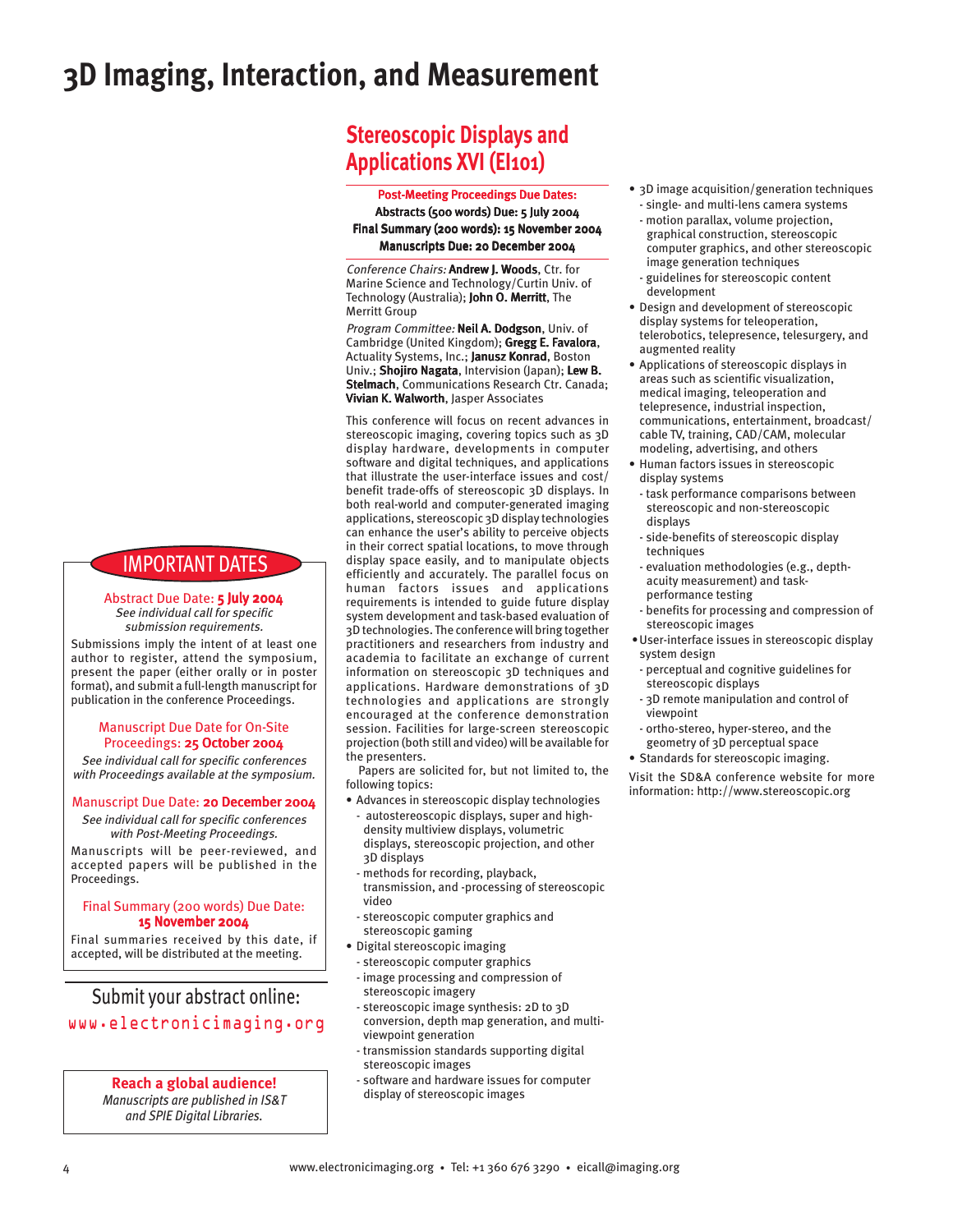# 3D Imaging, Interaction, and Measurement

## Stereoscopic Displays and Applications XVI (EI101)

**Post-Meeting Proceedings Due Dates:**
**Abstracts (500 words) Due: 5 July 2004**
**Final Summary (200 words): 15 November 2004**
**Manuscripts Due: 20 December 2004**

*Conference Chairs:* **Andrew J. Woods**, Ctr. for Marine Science and Technology/Curtin Univ. of Technology (Australia); **John O. Merritt**, The Merritt Group

*Program Committee:* **Neil A. Dodgson**, Univ. of Cambridge (United Kingdom); **Gregg E. Favalora**, Actuality Systems, Inc.; **Janusz Konrad**, Boston Univ.; **Shojiro Nagata**, Intervision (Japan); **Lew B. Stelmach**, Communications Research Ctr. Canada; **Vivian K. Walworth**, Jasper Associates

This conference will focus on recent advances in stereoscopic imaging, covering topics such as 3D display hardware, developments in computer software and digital techniques, and applications that illustrate the user-interface issues and cost/benefit trade-offs of stereoscopic 3D displays. In both real-world and computer-generated imaging applications, stereoscopic 3D display technologies can enhance the user's ability to perceive objects in their correct spatial locations, to move through display space easily, and to manipulate objects efficiently and accurately. The parallel focus on human factors issues and applications requirements is intended to guide future display system development and task-based evaluation of 3D technologies. The conference will bring together practitioners and researchers from industry and academia to facilitate an exchange of current information on stereoscopic 3D techniques and applications. Hardware demonstrations of 3D technologies and applications are strongly encouraged at the conference demonstration session. Facilities for large-screen stereoscopic projection (both still and video) will be available for the presenters.

Papers are solicited for, but not limited to, the following topics:

- Advances in stereoscopic display technologies
  - autostereoscopic displays, super and high-density multiview displays, volumetric displays, stereoscopic projection, and other 3D displays
  - methods for recording, playback, transmission, and -processing of stereoscopic video
  - stereoscopic computer graphics and stereoscopic gaming
- Digital stereoscopic imaging
  - stereoscopic computer graphics
  - image processing and compression of stereoscopic imagery
  - stereoscopic image synthesis: 2D to 3D conversion, depth map generation, and multi-viewpoint generation
  - transmission standards supporting digital stereoscopic images
  - software and hardware issues for computer display of stereoscopic images
- 3D image acquisition/generation techniques
  - single- and multi-lens camera systems
  - motion parallax, volume projection, graphical construction, stereoscopic computer graphics, and other stereoscopic image generation techniques
  - guidelines for stereoscopic content development
- Design and development of stereoscopic display systems for teleoperation, telerobotics, telepresence, telesurgery, and augmented reality
- Applications of stereoscopic displays in areas such as scientific visualization, medical imaging, teleoperation and telepresence, industrial inspection, communications, entertainment, broadcast/cable TV, training, CAD/CAM, molecular modeling, advertising, and others
- Human factors issues in stereoscopic display systems
  - task performance comparisons between stereoscopic and non-stereoscopic displays
  - side-benefits of stereoscopic display techniques
  - evaluation methodologies (e.g., depth-acuity measurement) and task-performance testing
  - benefits for processing and compression of stereoscopic images
- User-interface issues in stereoscopic display system design
  - perceptual and cognitive guidelines for stereoscopic displays
  - 3D remote manipulation and control of viewpoint
  - ortho-stereo, hyper-stereo, and the geometry of 3D perceptual space
- Standards for stereoscopic imaging.

Visit the SD&A conference website for more information: http://www.stereoscopic.org

---

### IMPORTANT DATES

**Abstract Due Date: 5 July 2004**
*See individual call for specific submission requirements.*

Submissions imply the intent of at least one author to register, attend the symposium, present the paper (either orally or in poster format), and submit a full-length manuscript for publication in the conference Proceedings.

**Manuscript Due Date for On-Site Proceedings: 25 October 2004**
*See individual call for specific conferences with Proceedings available at the symposium.*

**Manuscript Due Date: 20 December 2004**
*See individual call for specific conferences with Post-Meeting Proceedings.*

Manuscripts will be peer-reviewed, and accepted papers will be published in the Proceedings.

**Final Summary (200 words) Due Date: 15 November 2004**

Final summaries received by this date, if accepted, will be distributed at the meeting.

Submit your abstract online:
www.electronicimaging.org

**Reach a global audience!**
*Manuscripts are published in IS&T and SPIE Digital Libraries.*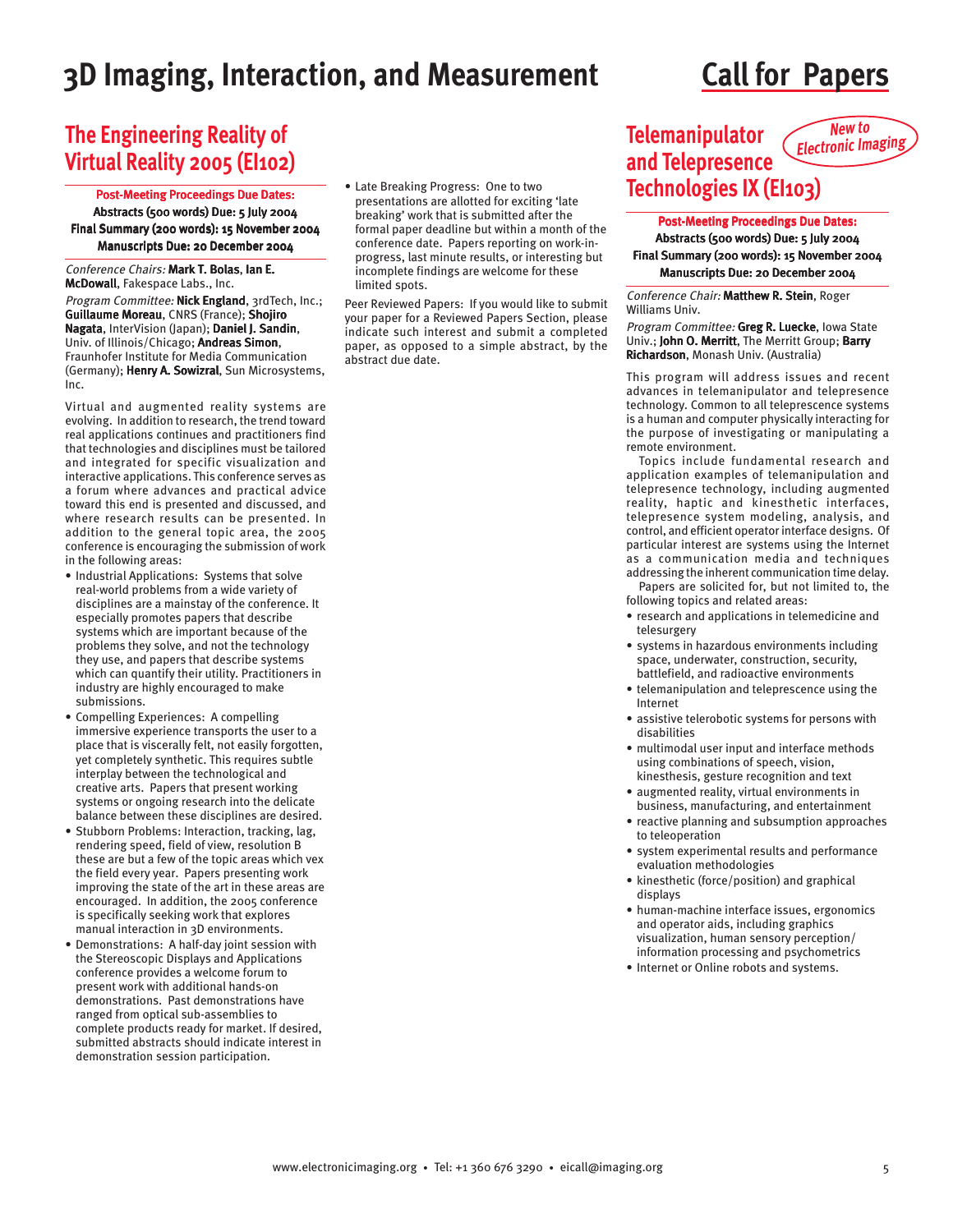# 3D Imaging, Interaction, and Measurement

# Call for Papers

## The Engineering Reality of Virtual Reality 2005 (EI102)

**Post-Meeting Proceedings Due Dates:**
**Abstracts (500 words) Due: 5 July 2004**
**Final Summary (200 words): 15 November 2004**
**Manuscripts Due: 20 December 2004**

*Conference Chairs:* **Mark T. Bolas**, **Ian E. McDowall**, Fakespace Labs., Inc.

*Program Committee:* **Nick England**, 3rdTech, Inc.; **Guillaume Moreau**, CNRS (France); **Shojiro Nagata**, InterVision (Japan); **Daniel J. Sandin**, Univ. of Illinois/Chicago; **Andreas Simon**, Fraunhofer Institute for Media Communication (Germany); **Henry A. Sowizral**, Sun Microsystems, Inc.

Virtual and augmented reality systems are evolving. In addition to research, the trend toward real applications continues and practitioners find that technologies and disciplines must be tailored and integrated for specific visualization and interactive applications. This conference serves as a forum where advances and practical advice toward this end is presented and discussed, and where research results can be presented. In addition to the general topic area, the 2005 conference is encouraging the submission of work in the following areas:

- Industrial Applications: Systems that solve real-world problems from a wide variety of disciplines are a mainstay of the conference. It especially promotes papers that describe systems which are important because of the problems they solve, and not the technology they use, and papers that describe systems which can quantify their utility. Practitioners in industry are highly encouraged to make submissions.
- Compelling Experiences: A compelling immersive experience transports the user to a place that is viscerally felt, not easily forgotten, yet completely synthetic. This requires subtle interplay between the technological and creative arts. Papers that present working systems or ongoing research into the delicate balance between these disciplines are desired.
- Stubborn Problems: Interaction, tracking, lag, rendering speed, field of view, resolution B these are but a few of the topic areas which vex the field every year. Papers presenting work improving the state of the art in these areas are encouraged. In addition, the 2005 conference is specifically seeking work that explores manual interaction in 3D environments.
- Demonstrations: A half-day joint session with the Stereoscopic Displays and Applications conference provides a welcome forum to present work with additional hands-on demonstrations. Past demonstrations have ranged from optical sub-assemblies to complete products ready for market. If desired, submitted abstracts should indicate interest in demonstration session participation.
- Late Breaking Progress: One to two presentations are allotted for exciting 'late breaking' work that is submitted after the formal paper deadline but within a month of the conference date. Papers reporting on work-in-progress, last minute results, or interesting but incomplete findings are welcome for these limited spots.

Peer Reviewed Papers: If you would like to submit your paper for a Reviewed Papers Section, please indicate such interest and submit a completed paper, as opposed to a simple abstract, by the abstract due date.

## Telemanipulator and Telepresence Technologies IX (EI103)

*New to Electronic Imaging*

**Post-Meeting Proceedings Due Dates:**
**Abstracts (500 words) Due: 5 July 2004**
**Final Summary (200 words): 15 November 2004**
**Manuscripts Due: 20 December 2004**

*Conference Chair:* **Matthew R. Stein**, Roger Williams Univ.

*Program Committee:* **Greg R. Luecke**, Iowa State Univ.; **John O. Merritt**, The Merritt Group; **Barry Richardson**, Monash Univ. (Australia)

This program will address issues and recent advances in telemanipulator and telepresence technology. Common to all telepresecence systems is a human and computer physically interacting for the purpose of investigating or manipulating a remote environment.

Topics include fundamental research and application examples of telemanipulation and telepresence technology, including augmented reality, haptic and kinesthetic interfaces, telepresence system modeling, analysis, and control, and efficient operator interface designs. Of particular interest are systems using the Internet as a communication media and techniques addressing the inherent communication time delay.

Papers are solicited for, but not limited to, the following topics and related areas:

- research and applications in telemedicine and telesurgery
- systems in hazardous environments including space, underwater, construction, security, battlefield, and radioactive environments
- telemanipulation and telepresccience using the Internet
- assistive telerobotic systems for persons with disabilities
- multimodal user input and interface methods using combinations of speech, vision, kinesthesis, gesture recognition and text
- augmented reality, virtual environments in business, manufacturing, and entertainment
- reactive planning and subsumption approaches to teleoperation
- system experimental results and performance evaluation methodologies
- kinesthetic (force/position) and graphical displays
- human-machine interface issues, ergonomics and operator aids, including graphics visualization, human sensory perception/ information processing and psychometrics
- Internet or Online robots and systems.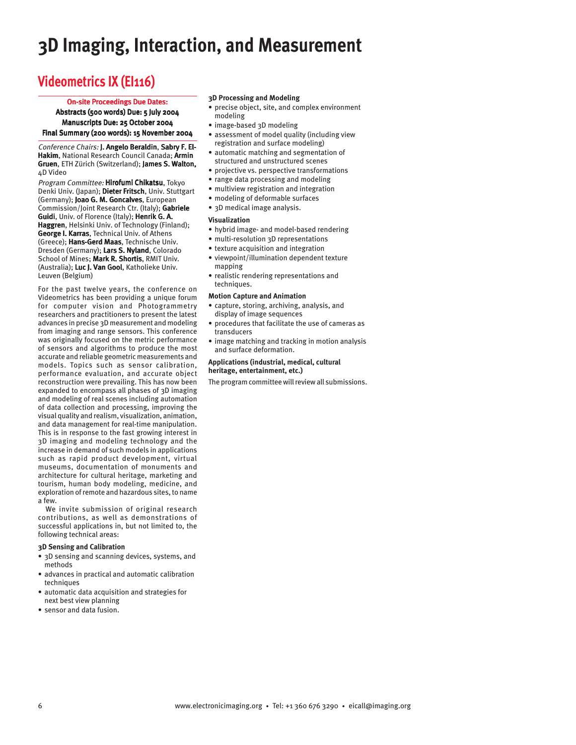# 3D Imaging, Interaction, and Measurement

## Videometrics IX (EI116)

**On-site Proceedings Due Dates:**
**Abstracts (500 words) Due: 5 July 2004**
**Manuscripts Due: 25 October 2004**
**Final Summary (200 words): 15 November 2004**

*Conference Chairs:* **J. Angelo Beraldin**, **Sabry F. El-Hakim**, National Research Council Canada; **Armin Gruen**, ETH Zürich (Switzerland); **James S. Walton,** 4D Video

*Program Committee:* **Hirofumi Chikatsu**, Tokyo Denki Univ. (Japan); **Dieter Fritsch**, Univ. Stuttgart (Germany); **Joao G. M. Goncalves**, European Commission/Joint Research Ctr. (Italy); **Gabriele Guidi**, Univ. of Florence (Italy); **Henrik G. A. Haggren**, Helsinki Univ. of Technology (Finland); **George I. Karras**, Technical Univ. of Athens (Greece); **Hans-Gerd Maas**, Technische Univ. Dresden (Germany); **Lars S. Nyland**, Colorado School of Mines; **Mark R. Shortis**, RMIT Univ. (Australia); **Luc J. Van Gool**, Katholieke Univ. Leuven (Belgium)

For the past twelve years, the conference on Videometrics has been providing a unique forum for computer vision and Photogrammetry researchers and practitioners to present the latest advances in precise 3D measurement and modeling from imaging and range sensors. This conference was originally focused on the metric performance of sensors and algorithms to produce the most accurate and reliable geometric measurements and models. Topics such as sensor calibration, performance evaluation, and accurate object reconstruction were prevailing. This has now been expanded to encompass all phases of 3D imaging and modeling of real scenes including automation of data collection and processing, improving the visual quality and realism, visualization, animation, and data management for real-time manipulation. This is in response to the fast growing interest in 3D imaging and modeling technology and the increase in demand of such models in applications such as rapid product development, virtual museums, documentation of monuments and architecture for cultural heritage, marketing and tourism, human body modeling, medicine, and exploration of remote and hazardous sites, to name a few.

We invite submission of original research contributions, as well as demonstrations of successful applications in, but not limited to, the following technical areas:

**3D Sensing and Calibration**

- 3D sensing and scanning devices, systems, and methods
- advances in practical and automatic calibration techniques
- automatic data acquisition and strategies for next best view planning
- sensor and data fusion.

**3D Processing and Modeling**

- precise object, site, and complex environment modeling
- image-based 3D modeling
- assessment of model quality (including view registration and surface modeling)
- automatic matching and segmentation of structured and unstructured scenes
- projective vs. perspective transformations
- range data processing and modeling
- multiview registration and integration
- modeling of deformable surfaces
- 3D medical image analysis.

**Visualization**

- hybrid image- and model-based rendering
- multi-resolution 3D representations
- texture acquisition and integration
- viewpoint/illumination dependent texture mapping
- realistic rendering representations and techniques.

**Motion Capture and Animation**

- capture, storing, archiving, analysis, and display of image sequences
- procedures that facilitate the use of cameras as transducers
- image matching and tracking in motion analysis and surface deformation.

**Applications (industrial, medical, cultural heritage, entertainment, etc.)**

The program committee will review all submissions.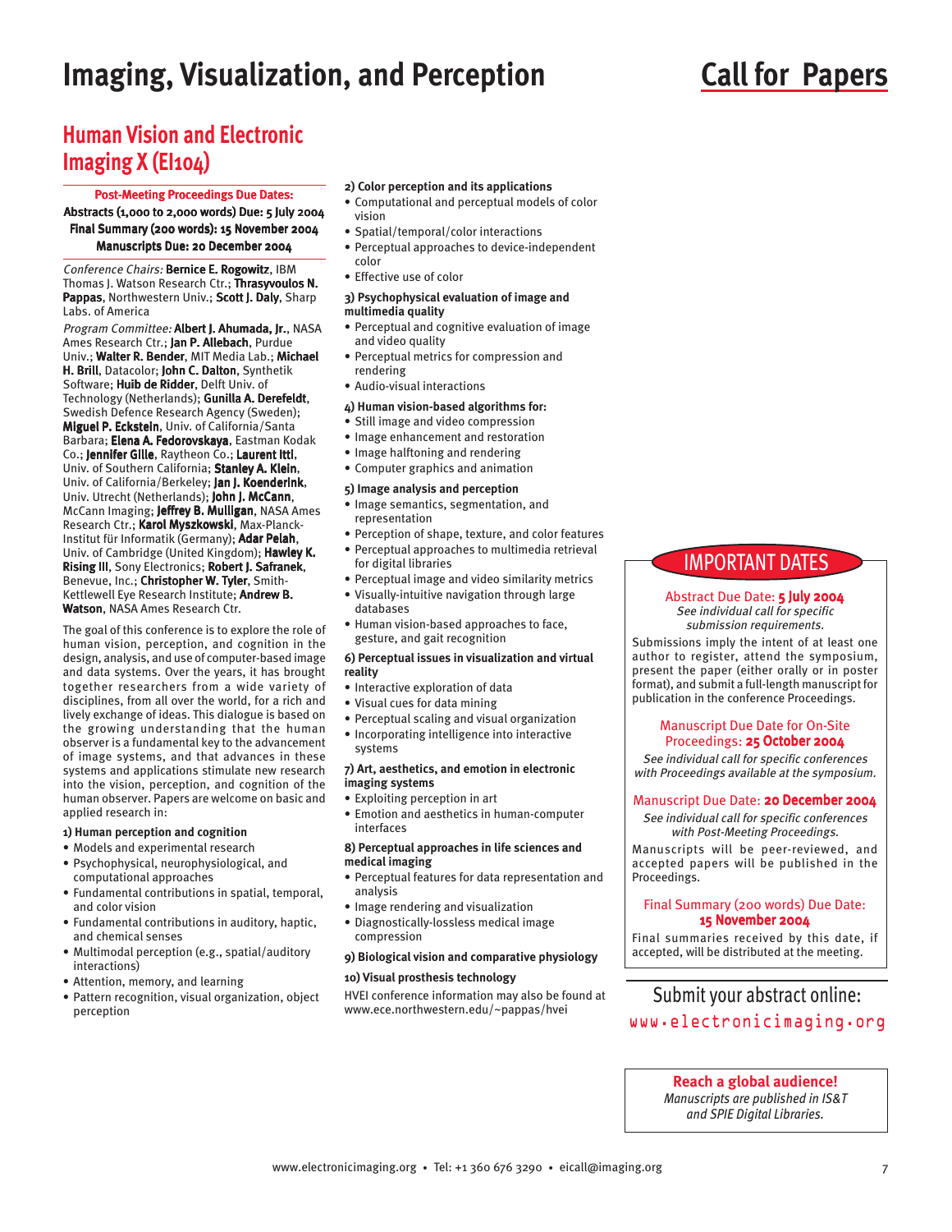# Imaging, Visualization, and Perception

# Call for Papers

## Human Vision and Electronic Imaging X (EI104)

**Post-Meeting Proceedings Due Dates:**

**Abstracts (1,000 to 2,000 words) Due: 5 July 2004**

**Final Summary (200 words): 15 November 2004**

**Manuscripts Due: 20 December 2004**

*Conference Chairs:* **Bernice E. Rogowitz**, IBM Thomas J. Watson Research Ctr.; **Thrasyvoulos N. Pappas**, Northwestern Univ.; **Scott J. Daly**, Sharp Labs. of America

*Program Committee:* **Albert J. Ahumada, Jr.**, NASA Ames Research Ctr.; **Jan P. Allebach**, Purdue Univ.; **Walter R. Bender**, MIT Media Lab.; **Michael H. Brill**, Datacolor; **John C. Dalton**, Synthetik Software; **Huib de Ridder**, Delft Univ. of Technology (Netherlands); **Gunilla A. Derefeldt**, Swedish Defence Research Agency (Sweden); **Miguel P. Eckstein**, Univ. of California/Santa Barbara; **Elena A. Fedorovskaya**, Eastman Kodak Co.; **Jennifer Gille**, Raytheon Co.; **Laurent Itti**, Univ. of Southern California; **Stanley A. Klein**, Univ. of California/Berkeley; **Jan J. Koenderink**, Univ. Utrecht (Netherlands); **John J. McCann**, McCann Imaging; **Jeffrey B. Mulligan**, NASA Ames Research Ctr.; **Karol Myszkowski**, Max-Planck-Institut für Informatik (Germany); **Adar Pelah**, Univ. of Cambridge (United Kingdom); **Hawley K. Rising III**, Sony Electronics; **Robert J. Safranek**, Benevue, Inc.; **Christopher W. Tyler**, Smith-Kettlewell Eye Research Institute; **Andrew B. Watson**, NASA Ames Research Ctr.

The goal of this conference is to explore the role of human vision, perception, and cognition in the design, analysis, and use of computer-based image and data systems. Over the years, it has brought together researchers from a wide variety of disciplines, from all over the world, for a rich and lively exchange of ideas. This dialogue is based on the growing understanding that the human observer is a fundamental key to the advancement of image systems, and that advances in these systems and applications stimulate new research into the vision, perception, and cognition of the human observer. Papers are welcome on basic and applied research in:

**1) Human perception and cognition**

- Models and experimental research
- Psychophysical, neurophysiological, and computational approaches
- Fundamental contributions in spatial, temporal, and color vision
- Fundamental contributions in auditory, haptic, and chemical senses
- Multimodal perception (e.g., spatial/auditory interactions)
- Attention, memory, and learning
- Pattern recognition, visual organization, object perception

**2) Color perception and its applications**

- Computational and perceptual models of color vision
- Spatial/temporal/color interactions
- Perceptual approaches to device-independent color
- Effective use of color

**3) Psychophysical evaluation of image and multimedia quality**

- Perceptual and cognitive evaluation of image and video quality
- Perceptual metrics for compression and rendering
- Audio-visual interactions

**4) Human vision-based algorithms for:**

- Still image and video compression
- Image enhancement and restoration
- Image halftoning and rendering
- Computer graphics and animation

**5) Image analysis and perception**

- Image semantics, segmentation, and representation
- Perception of shape, texture, and color features
- Perceptual approaches to multimedia retrieval for digital libraries
- Perceptual image and video similarity metrics
- Visually-intuitive navigation through large databases
- Human vision-based approaches to face, gesture, and gait recognition

**6) Perceptual issues in visualization and virtual reality**

- Interactive exploration of data
- Visual cues for data mining
- Perceptual scaling and visual organization
- Incorporating intelligence into interactive systems

**7) Art, aesthetics, and emotion in electronic imaging systems**

- Exploiting perception in art
- Emotion and aesthetics in human-computer interfaces

**8) Perceptual approaches in life sciences and medical imaging**

- Perceptual features for data representation and analysis
- Image rendering and visualization
- Diagnostically-lossless medical image compression

**9) Biological vision and comparative physiology**

**10) Visual prosthesis technology**

HVEI conference information may also be found at www.ece.northwestern.edu/~pappas/hvei

### IMPORTANT DATES

Abstract Due Date: **5 July 2004**

*See individual call for specific submission requirements.*

Submissions imply the intent of at least one author to register, attend the symposium, present the paper (either orally or in poster format), and submit a full-length manuscript for publication in the conference Proceedings.

Manuscript Due Date for On-Site Proceedings: **25 October 2004**

*See individual call for specific conferences with Proceedings available at the symposium.*

Manuscript Due Date: **20 December 2004**

*See individual call for specific conferences with Post-Meeting Proceedings.*

Manuscripts will be peer-reviewed, and accepted papers will be published in the Proceedings.

Final Summary (200 words) Due Date: **15 November 2004**

Final summaries received by this date, if accepted, will be distributed at the meeting.

Submit your abstract online: www.electronicimaging.org

**Reach a global audience!**

*Manuscripts are published in IS&T and SPIE Digital Libraries.*

www.electronicimaging.org • Tel: +1 360 676 3290 • eicall@imaging.org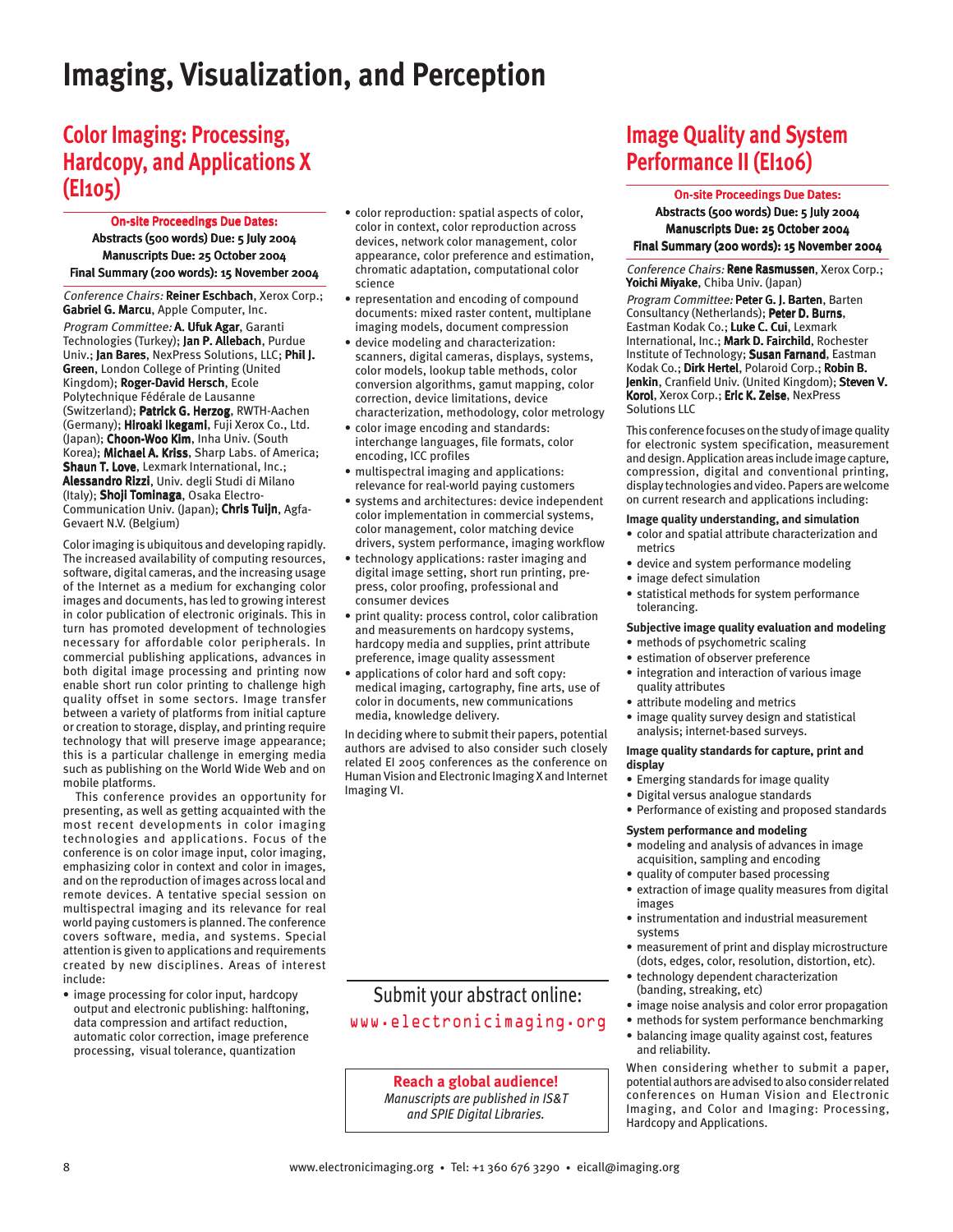# Imaging, Visualization, and Perception

## Color Imaging: Processing, Hardcopy, and Applications X (EI105)

**On-site Proceedings Due Dates:**
**Abstracts (500 words) Due: 5 July 2004**
**Manuscripts Due: 25 October 2004**
**Final Summary (200 words): 15 November 2004**

*Conference Chairs:* **Reiner Eschbach**, Xerox Corp.; **Gabriel G. Marcu**, Apple Computer, Inc.

*Program Committee:* **A. Ufuk Agar**, Garanti Technologies (Turkey); **Jan P. Allebach**, Purdue Univ.; **Jan Bares**, NexPress Solutions, LLC; **Phil J. Green**, London College of Printing (United Kingdom); **Roger-David Hersch**, Ecole Polytechnique Fédérale de Lausanne (Switzerland); **Patrick G. Herzog**, RWTH-Aachen (Germany); **Hiroaki Ikegami**, Fuji Xerox Co., Ltd. (Japan); **Choon-Woo Kim**, Inha Univ. (South Korea); **Michael A. Kriss**, Sharp Labs. of America; **Shaun T. Love**, Lexmark International, Inc.; **Alessandro Rizzi**, Univ. degli Studi di Milano (Italy); **Shoji Tominaga**, Osaka Electro-Communication Univ. (Japan); **Chris Tuijn**, Agfa-Gevaert N.V. (Belgium)

Color imaging is ubiquitous and developing rapidly. The increased availability of computing resources, software, digital cameras, and the increasing usage of the Internet as a medium for exchanging color images and documents, has led to growing interest in color publication of electronic originals. This in turn has promoted development of technologies necessary for affordable color peripherals. In commercial publishing applications, advances in both digital image processing and printing now enable short run color printing to challenge high quality offset in some sectors. Image transfer between a variety of platforms from initial capture or creation to storage, display, and printing require technology that will preserve image appearance; this is a particular challenge in emerging media such as publishing on the World Wide Web and on mobile platforms.

This conference provides an opportunity for presenting, as well as getting acquainted with the most recent developments in color imaging technologies and applications. Focus of the conference is on color image input, color imaging, emphasizing color in context and color in images, and on the reproduction of images across local and remote devices. A tentative special session on multispectral imaging and its relevance for real world paying customers is planned. The conference covers software, media, and systems. Special attention is given to applications and requirements created by new disciplines. Areas of interest include:

- image processing for color input, hardcopy output and electronic publishing: halftoning, data compression and artifact reduction, automatic color correction, image preference processing, visual tolerance, quantization
- color reproduction: spatial aspects of color, color in context, color reproduction across devices, network color management, color appearance, color preference and estimation, chromatic adaptation, computational color science
- representation and encoding of compound documents: mixed raster content, multiplane imaging models, document compression
- device modeling and characterization: scanners, digital cameras, displays, systems, color models, lookup table methods, color conversion algorithms, gamut mapping, color correction, device limitations, device characterization, methodology, color metrology
- color image encoding and standards: interchange languages, file formats, color encoding, ICC profiles
- multispectral imaging and applications: relevance for real-world paying customers
- systems and architectures: device independent color implementation in commercial systems, color management, color matching device drivers, system performance, imaging workflow
- technology applications: raster imaging and digital image setting, short run printing, pre-press, color proofing, professional and consumer devices
- print quality: process control, color calibration and measurements on hardcopy systems, hardcopy media and supplies, print attribute preference, image quality assessment
- applications of color hard and soft copy: medical imaging, cartography, fine arts, use of color in documents, new communications media, knowledge delivery.

In deciding where to submit their papers, potential authors are advised to also consider such closely related EI 2005 conferences as the conference on Human Vision and Electronic Imaging X and Internet Imaging VI.

Submit your abstract online:
www.electronicimaging.org

**Reach a global audience!**
*Manuscripts are published in IS&T and SPIE Digital Libraries.*

## Image Quality and System Performance II (EI106)

**On-site Proceedings Due Dates:**
**Abstracts (500 words) Due: 5 July 2004**
**Manuscripts Due: 25 October 2004**
**Final Summary (200 words): 15 November 2004**

*Conference Chairs:* **Rene Rasmussen**, Xerox Corp.; **Yoichi Miyake**, Chiba Univ. (Japan)

*Program Committee:* **Peter G. J. Barten**, Barten Consultancy (Netherlands); **Peter D. Burns**, Eastman Kodak Co.; **Luke C. Cui**, Lexmark International, Inc.; **Mark D. Fairchild**, Rochester Institute of Technology; **Susan Farnand**, Eastman Kodak Co.; **Dirk Hertel**, Polaroid Corp.; **Robin B. Jenkin**, Cranfield Univ. (United Kingdom); **Steven V. Korol**, Xerox Corp.; **Eric K. Zeise**, NexPress Solutions LLC

This conference focuses on the study of image quality for electronic system specification, measurement and design. Application areas include image capture, compression, digital and conventional printing, display technologies and video. Papers are welcome on current research and applications including:

**Image quality understanding, and simulation**
- color and spatial attribute characterization and metrics
- device and system performance modeling
- image defect simulation
- statistical methods for system performance tolerancing.

**Subjective image quality evaluation and modeling**
- methods of psychometric scaling
- estimation of observer preference
- integration and interaction of various image quality attributes
- attribute modeling and metrics
- image quality survey design and statistical analysis; internet-based surveys.

**Image quality standards for capture, print and display**
- Emerging standards for image quality
- Digital versus analogue standards
- Performance of existing and proposed standards

**System performance and modeling**
- modeling and analysis of advances in image acquisition, sampling and encoding
- quality of computer based processing
- extraction of image quality measures from digital images
- instrumentation and industrial measurement systems
- measurement of print and display microstructure (dots, edges, color, resolution, distortion, etc).
- technology dependent characterization (banding, streaking, etc)
- image noise analysis and color error propagation
- methods for system performance benchmarking
- balancing image quality against cost, features and reliability.

When considering whether to submit a paper, potential authors are advised to also consider related conferences on Human Vision and Electronic Imaging, and Color and Imaging: Processing, Hardcopy and Applications.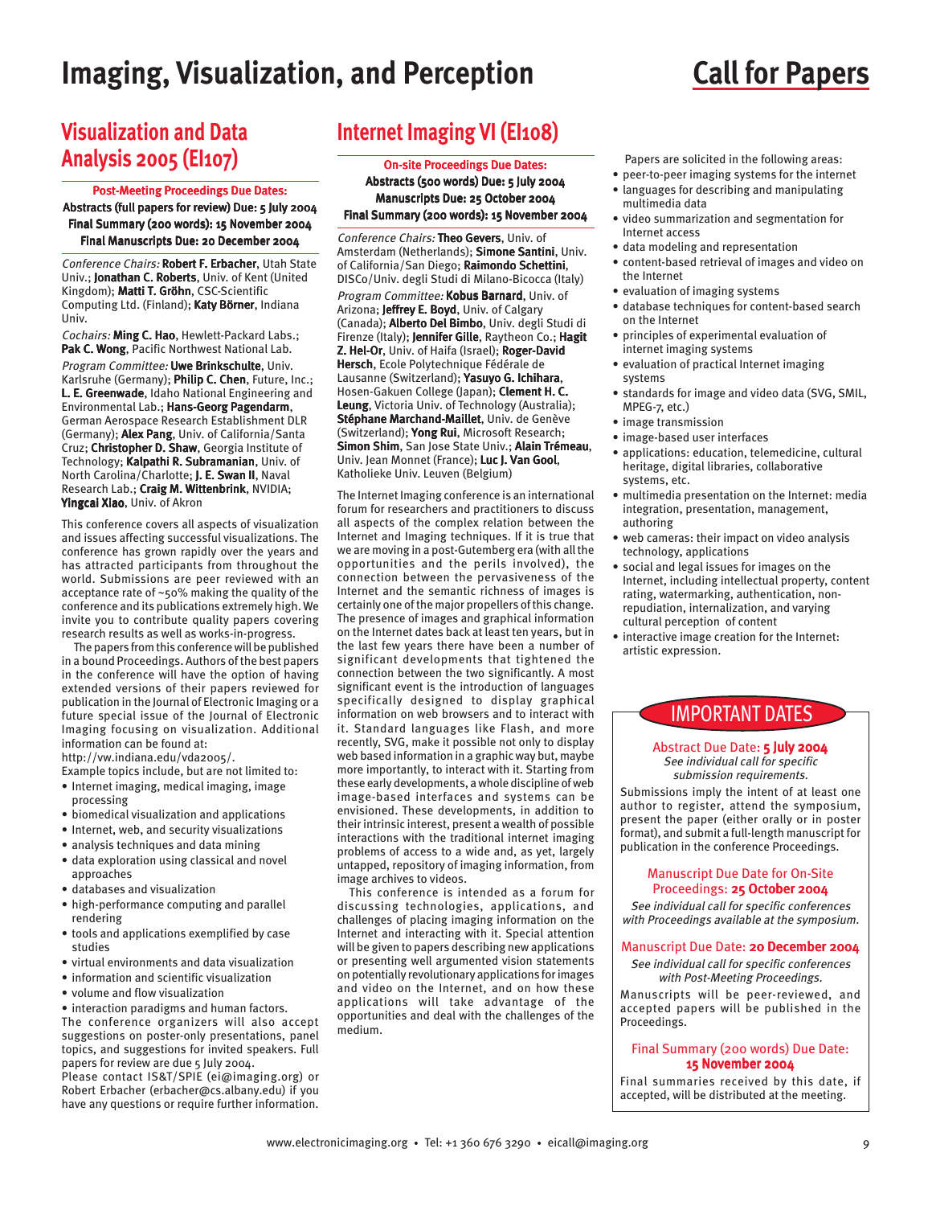# Imaging, Visualization, and Perception

# Call for Papers

## Visualization and Data Analysis 2005 (EI107)

**Post-Meeting Proceedings Due Dates:**

**Abstracts (full papers for review) Due: 5 July 2004**

**Final Summary (200 words): 15 November 2004**

**Final Manuscripts Due: 20 December 2004**

*Conference Chairs:* **Robert F. Erbacher**, Utah State Univ.; **Jonathan C. Roberts**, Univ. of Kent (United Kingdom); **Matti T. Gröhn**, CSC-Scientific Computing Ltd. (Finland); **Katy Börner**, Indiana Univ.

*Cochairs:* **Ming C. Hao**, Hewlett-Packard Labs.; **Pak C. Wong**, Pacific Northwest National Lab.

*Program Committee:* **Uwe Brinkschulte**, Univ. Karlsruhe (Germany); **Philip C. Chen**, Future, Inc.; **L. E. Greenwade**, Idaho National Engineering and Environmental Lab.; **Hans-Georg Pagendarm**, German Aerospace Research Establishment DLR (Germany); **Alex Pang**, Univ. of California/Santa Cruz; **Christopher D. Shaw**, Georgia Institute of Technology; **Kalpathi R. Subramanian**, Univ. of North Carolina/Charlotte; **J. E. Swan II**, Naval Research Lab.; **Craig M. Wittenbrink**, NVIDIA; **Yingcai Xiao**, Univ. of Akron

This conference covers all aspects of visualization and issues affecting successful visualizations. The conference has grown rapidly over the years and has attracted participants from throughout the world. Submissions are peer reviewed with an acceptance rate of ~50% making the quality of the conference and its publications extremely high. We invite you to contribute quality papers covering research results as well as works-in-progress.

The papers from this conference will be published in a bound Proceedings. Authors of the best papers in the conference will have the option of having extended versions of their papers reviewed for publication in the Journal of Electronic Imaging or a future special issue of the Journal of Electronic Imaging focusing on visualization. Additional information can be found at: http://vw.indiana.edu/vda2005/.

Example topics include, but are not limited to:

- Internet imaging, medical imaging, image processing
- biomedical visualization and applications
- Internet, web, and security visualizations
- analysis techniques and data mining
- data exploration using classical and novel approaches
- databases and visualization
- high-performance computing and parallel rendering
- tools and applications exemplified by case studies
- virtual environments and data visualization
- information and scientific visualization
- volume and flow visualization
- interaction paradigms and human factors.

The conference organizers will also accept suggestions on poster-only presentations, panel topics, and suggestions for invited speakers. Full papers for review are due 5 July 2004.

Please contact IS&T/SPIE (ei@imaging.org) or Robert Erbacher (erbacher@cs.albany.edu) if you have any questions or require further information.

## Internet Imaging VI (EI108)

**On-site Proceedings Due Dates:**

**Abstracts (500 words) Due: 5 July 2004**

**Manuscripts Due: 25 October 2004**

**Final Summary (200 words): 15 November 2004**

*Conference Chairs:* **Theo Gevers**, Univ. of Amsterdam (Netherlands); **Simone Santini**, Univ. of California/San Diego; **Raimondo Schettini**, DISCo/Univ. degli Studi di Milano-Bicocca (Italy)

*Program Committee:* **Kobus Barnard**, Univ. of Arizona; **Jeffrey E. Boyd**, Univ. of Calgary (Canada); **Alberto Del Bimbo**, Univ. degli Studi di Firenze (Italy); **Jennifer Gille**, Raytheon Co.; **Hagit Z. Hel-Or**, Univ. of Haifa (Israel); **Roger-David Hersch**, Ecole Polytechnique Fédérale de Lausanne (Switzerland); **Yasuyo G. Ichihara**, Hosen-Gakuen College (Japan); **Clement H. C. Leung**, Victoria Univ. of Technology (Australia); **Stéphane Marchand-Maillet**, Univ. de Genève (Switzerland); **Yong Rui**, Microsoft Research; **Simon Shim**, San Jose State Univ.; **Alain Trémeau**, Univ. Jean Monnet (France); **Luc J. Van Gool**, Katholieke Univ. Leuven (Belgium)

The Internet Imaging conference is an international forum for researchers and practitioners to discuss all aspects of the complex relation between the Internet and Imaging techniques. If it is true that we are moving in a post-Gutemberg era (with all the opportunities and the perils involved), the connection between the pervasiveness of the Internet and the semantic richness of images is certainly one of the major propellers of this change. The presence of images and graphical information on the Internet dates back at least ten years, but in the last few years there have been a number of significant developments that tightened the connection between the two significantly. A most significant event is the introduction of languages specifically designed to display graphical information on web browsers and to interact with it. Standard languages like Flash, and more recently, SVG, make it possible not only to display web based information in a graphic way but, maybe more importantly, to interact with it. Starting from these early developments, a whole discipline of web image-based interfaces and systems can be envisioned. These developments, in addition to their intrinsic interest, present a wealth of possible interactions with the traditional internet imaging problems of access to a wide and, as yet, largely untapped, repository of imaging information, from image archives to videos.

This conference is intended as a forum for discussing technologies, applications, and challenges of placing imaging information on the Internet and interacting with it. Special attention will be given to papers describing new applications or presenting well argumented vision statements on potentially revolutionary applications for images and video on the Internet, and on how these applications will take advantage of the opportunities and deal with the challenges of the medium.

Papers are solicited in the following areas:

- peer-to-peer imaging systems for the internet
- languages for describing and manipulating multimedia data
- video summarization and segmentation for Internet access
- data modeling and representation
- content-based retrieval of images and video on the Internet
- evaluation of imaging systems
- database techniques for content-based search on the Internet
- principles of experimental evaluation of internet imaging systems
- evaluation of practical Internet imaging systems
- standards for image and video data (SVG, SMIL, MPEG-7, etc.)
- image transmission
- image-based user interfaces
- applications: education, telemedicine, cultural heritage, digital libraries, collaborative systems, etc.
- multimedia presentation on the Internet: media integration, presentation, management, authoring
- web cameras: their impact on video analysis technology, applications
- social and legal issues for images on the Internet, including intellectual property, content rating, watermarking, authentication, non-repudiation, internalization, and varying cultural perception of content
- interactive image creation for the Internet: artistic expression.

## IMPORTANT DATES

**Abstract Due Date: 5 July 2004**

*See individual call for specific submission requirements.*

Submissions imply the intent of at least one author to register, attend the symposium, present the paper (either orally or in poster format), and submit a full-length manuscript for publication in the conference Proceedings.

**Manuscript Due Date for On-Site Proceedings: 25 October 2004**

*See individual call for specific conferences with Proceedings available at the symposium.*

**Manuscript Due Date: 20 December 2004**

*See individual call for specific conferences with Post-Meeting Proceedings.*

Manuscripts will be peer-reviewed, and accepted papers will be published in the Proceedings.

**Final Summary (200 words) Due Date: 15 November 2004**

Final summaries received by this date, if accepted, will be distributed at the meeting.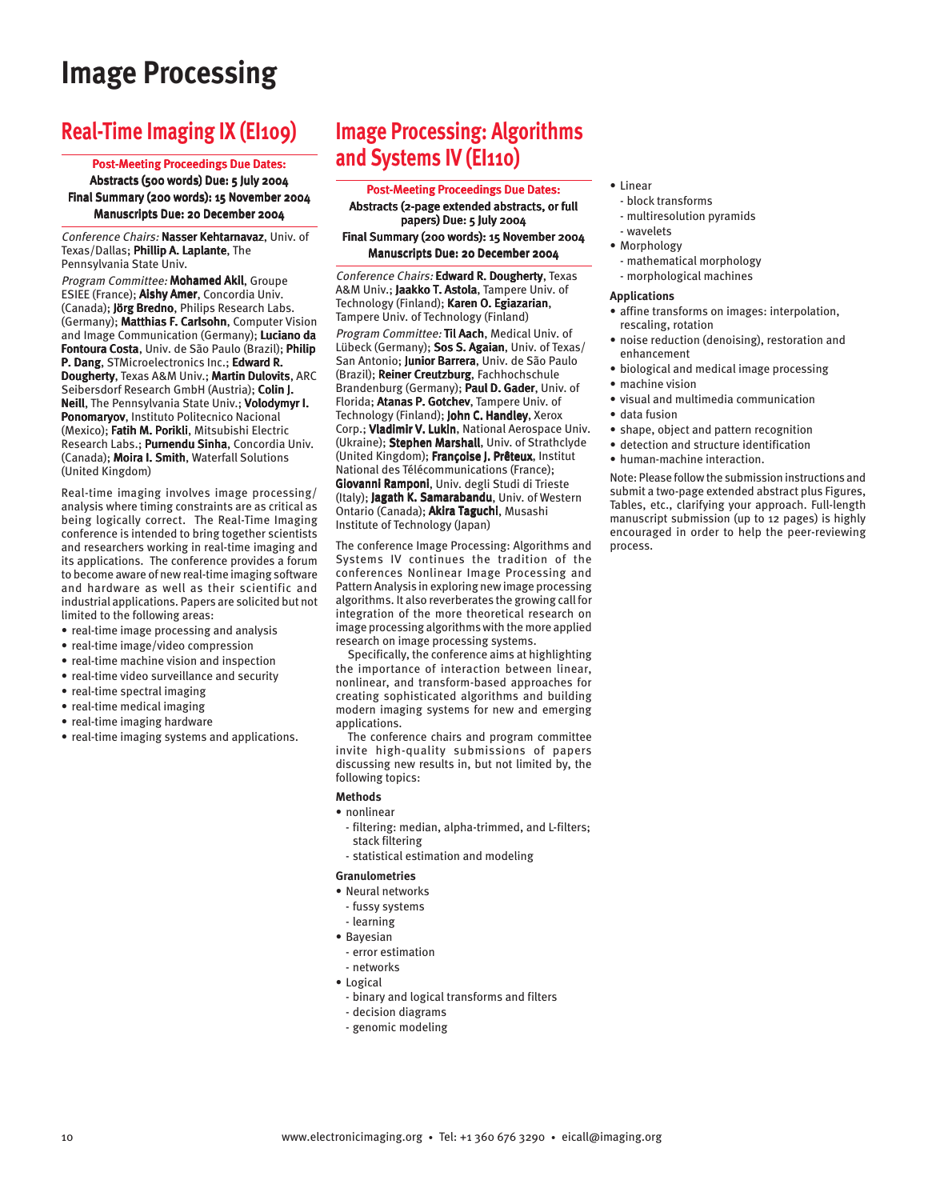# Image Processing

## Real-Time Imaging IX (EI109)

**Post-Meeting Proceedings Due Dates:**
**Abstracts (500 words) Due: 5 July 2004**
**Final Summary (200 words): 15 November 2004**
**Manuscripts Due: 20 December 2004**

*Conference Chairs:* **Nasser Kehtarnavaz**, Univ. of Texas/Dallas; **Phillip A. Laplante**, The Pennsylvania State Univ.

*Program Committee:* **Mohamed Akil**, Groupe ESIEE (France); **Aishy Amer**, Concordia Univ. (Canada); **Jörg Bredno**, Philips Research Labs. (Germany); **Matthias F. Carlsohn**, Computer Vision and Image Communication (Germany); **Luciano da Fontoura Costa**, Univ. de São Paulo (Brazil); **Philip P. Dang**, STMicroelectronics Inc.; **Edward R. Dougherty**, Texas A&M Univ.; **Martin Dulovits**, ARC Seibersdorf Research GmbH (Austria); **Colin J. Neill**, The Pennsylvania State Univ.; **Volodymyr I. Ponomaryov**, Instituto Politecnico Nacional (Mexico); **Fatih M. Porikli**, Mitsubishi Electric Research Labs.; **Purnendu Sinha**, Concordia Univ. (Canada); **Moira I. Smith**, Waterfall Solutions (United Kingdom)

Real-time imaging involves image processing/analysis where timing constraints are as critical as being logically correct. The Real-Time Imaging conference is intended to bring together scientists and researchers working in real-time imaging and its applications. The conference provides a forum to become aware of new real-time imaging software and hardware as well as their scientific and industrial applications. Papers are solicited but not limited to the following areas:

- real-time image processing and analysis
- real-time image/video compression
- real-time machine vision and inspection
- real-time video surveillance and security
- real-time spectral imaging
- real-time medical imaging
- real-time imaging hardware
- real-time imaging systems and applications.

## Image Processing: Algorithms and Systems IV (EI110)

**Post-Meeting Proceedings Due Dates:**
**Abstracts (2-page extended abstracts, or full papers) Due: 5 July 2004**
**Final Summary (200 words): 15 November 2004**
**Manuscripts Due: 20 December 2004**

*Conference Chairs:* **Edward R. Dougherty**, Texas A&M Univ.; **Jaakko T. Astola**, Tampere Univ. of Technology (Finland); **Karen O. Egiazarian**, Tampere Univ. of Technology (Finland)

*Program Committee:* **Til Aach**, Medical Univ. of Lübeck (Germany); **Sos S. Agaian**, Univ. of Texas/San Antonio; **Junior Barrera**, Univ. de São Paulo (Brazil); **Reiner Creutzburg**, Fachhochschule Brandenburg (Germany); **Paul D. Gader**, Univ. of Florida; **Atanas P. Gotchev**, Tampere Univ. of Technology (Finland); **John C. Handley**, Xerox Corp.; **Vladimir V. Lukin**, National Aerospace Univ. (Ukraine); **Stephen Marshall**, Univ. of Strathclyde (United Kingdom); **Françoise J. Prêteux**, Institut National des Télécommunications (France); **Giovanni Ramponi**, Univ. degli Studi di Trieste (Italy); **Jagath K. Samarabandu**, Univ. of Western Ontario (Canada); **Akira Taguchi**, Musashi Institute of Technology (Japan)

The conference Image Processing: Algorithms and Systems IV continues the tradition of the conferences Nonlinear Image Processing and Pattern Analysis in exploring new image processing algorithms. It also reverberates the growing call for integration of the more theoretical research on image processing algorithms with the more applied research on image processing systems.

Specifically, the conference aims at highlighting the importance of interaction between linear, nonlinear, and transform-based approaches for creating sophisticated algorithms and building modern imaging systems for new and emerging applications.

The conference chairs and program committee invite high-quality submissions of papers discussing new results in, but not limited by, the following topics:

**Methods**

- nonlinear
  - filtering: median, alpha-trimmed, and L-filters; stack filtering
  - statistical estimation and modeling

**Granulometries**

- Neural networks
  - fussy systems
  - learning
- Bayesian
  - error estimation
  - networks
- Logical
  - binary and logical transforms and filters
  - decision diagrams
  - genomic modeling
- Linear
  - block transforms
  - multiresolution pyramids
  - wavelets
- Morphology
  - mathematical morphology
  - morphological machines

**Applications**

- affine transforms on images: interpolation, rescaling, rotation
- noise reduction (denoising), restoration and enhancement
- biological and medical image processing
- machine vision
- visual and multimedia communication
- data fusion
- shape, object and pattern recognition
- detection and structure identification
- human-machine interaction.

Note: Please follow the submission instructions and submit a two-page extended abstract plus Figures, Tables, etc., clarifying your approach. Full-length manuscript submission (up to 12 pages) is highly encouraged in order to help the peer-reviewing process.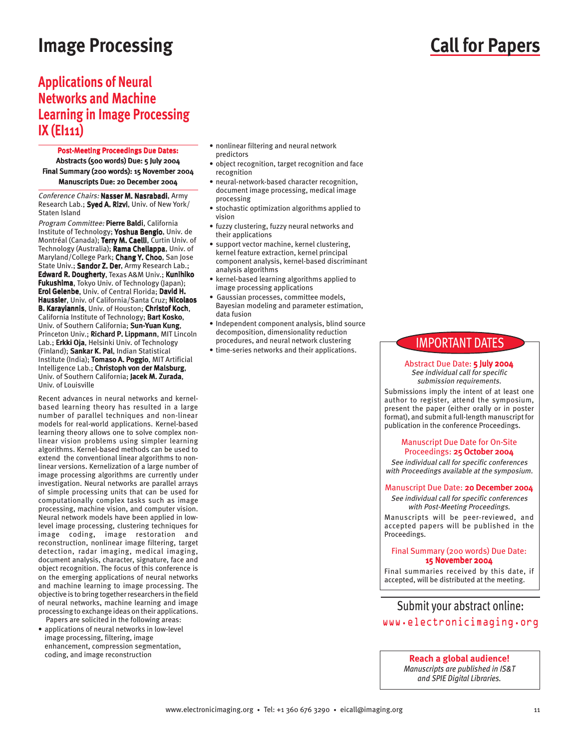# Image Processing

# Call for Papers

## Applications of Neural Networks and Machine Learning in Image Processing IX (EI111)

**Post-Meeting Proceedings Due Dates:**
**Abstracts (500 words) Due: 5 July 2004**
**Final Summary (200 words): 15 November 2004**
**Manuscripts Due: 20 December 2004**

*Conference Chairs:* **Nasser M. Nasrabadi**, Army Research Lab.; **Syed A. Rizvi**, Univ. of New York/ Staten Island

*Program Committee:* **Pierre Baldi**, California Institute of Technology; **Yoshua Bengio**, Univ. de Montréal (Canada); **Terry M. Caelli**, Curtin Univ. of Technology (Australia); **Rama Chellappa**, Univ. of Maryland/College Park; **Chang Y. Choo**, San Jose State Univ.; **Sandor Z. Der**, Army Research Lab.; **Edward R. Dougherty**, Texas A&M Univ.; **Kunihiko Fukushima**, Tokyo Univ. of Technology (Japan); **Erol Gelenbe**, Univ. of Central Florida; **David H. Haussler**, Univ. of California/Santa Cruz; **Nicolaos B. Karayiannis**, Univ. of Houston; **Christof Koch**, California Institute of Technology; **Bart Kosko**, Univ. of Southern California; **Sun-Yuan Kung**, Princeton Univ.; **Richard P. Lippmann**, MIT Lincoln Lab.; **Erkki Oja**, Helsinki Univ. of Technology (Finland); **Sankar K. Pal**, Indian Statistical Institute (India); **Tomaso A. Poggio**, MIT Artificial Intelligence Lab.; **Christoph von der Malsburg**, Univ. of Southern California; **Jacek M. Zurada**, Univ. of Louisville

Recent advances in neural networks and kernel-based learning theory has resulted in a large number of parallel techniques and non-linear models for real-world applications. Kernel-based learning theory allows one to solve complex non-linear vision problems using simpler learning algorithms. Kernel-based methods can be used to extend the conventional linear algorithms to non-linear versions. Kernelization of a large number of image processing algorithms are currently under investigation. Neural networks are parallel arrays of simple processing units that can be used for computationally complex tasks such as image processing, machine vision, and computer vision. Neural network models have been applied in low-level image processing, clustering techniques for image coding, image restoration and reconstruction, nonlinear image filtering, target detection, radar imaging, medical imaging, document analysis, character, signature, face and object recognition. The focus of this conference is on the emerging applications of neural networks and machine learning to image processing. The objective is to bring together researchers in the field of neural networks, machine learning and image processing to exchange ideas on their applications.

Papers are solicited in the following areas:

- applications of neural networks in low-level image processing, filtering, image enhancement, compression segmentation, coding, and image reconstruction
- nonlinear filtering and neural network predictors
- object recognition, target recognition and face recognition
- neural-network-based character recognition, document image processing, medical image processing
- stochastic optimization algorithms applied to vision
- fuzzy clustering, fuzzy neural networks and their applications
- support vector machine, kernel clustering, kernel feature extraction, kernel principal component analysis, kernel-based discriminant analysis algorithms
- kernel-based learning algorithms applied to image processing applications
- Gaussian processes, committee models, Bayesian modeling and parameter estimation, data fusion
- Independent component analysis, blind source decomposition, dimensionality reduction procedures, and neural network clustering
- time-series networks and their applications.

### IMPORTANT DATES

Abstract Due Date: **5 July 2004**
*See individual call for specific submission requirements.*

Submissions imply the intent of at least one author to register, attend the symposium, present the paper (either orally or in poster format), and submit a full-length manuscript for publication in the conference Proceedings.

Manuscript Due Date for On-Site Proceedings: **25 October 2004**
*See individual call for specific conferences with Proceedings available at the symposium.*

Manuscript Due Date: **20 December 2004**
*See individual call for specific conferences with Post-Meeting Proceedings.*

Manuscripts will be peer-reviewed, and accepted papers will be published in the Proceedings.

Final Summary (200 words) Due Date: **15 November 2004**

Final summaries received by this date, if accepted, will be distributed at the meeting.

Submit your abstract online:
www.electronicimaging.org

**Reach a global audience!**
*Manuscripts are published in IS&T and SPIE Digital Libraries.*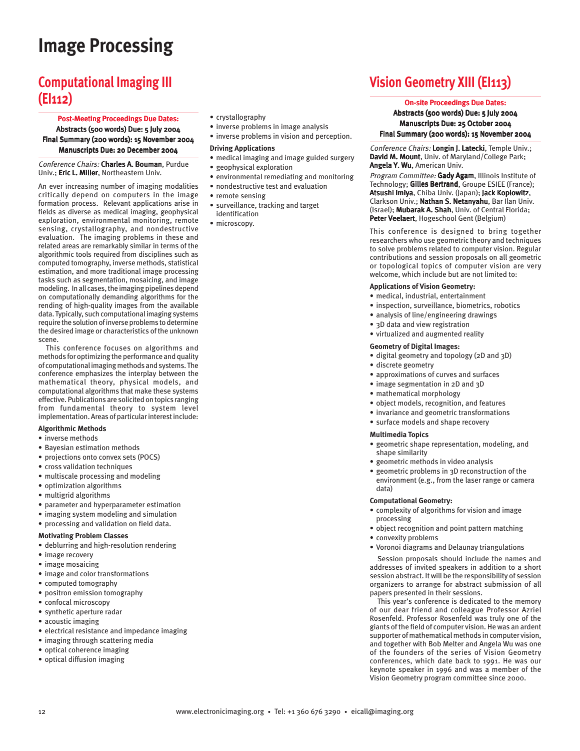# Image Processing

## Computational Imaging III (EI112)

**Post-Meeting Proceedings Due Dates:**

**Abstracts (500 words) Due: 5 July 2004**

**Final Summary (200 words): 15 November 2004**

**Manuscripts Due: 20 December 2004**

*Conference Chairs:* **Charles A. Bouman**, Purdue Univ.; **Eric L. Miller**, Northeastern Univ.

An ever increasing number of imaging modalities critically depend on computers in the image formation process. Relevant applications arise in fields as diverse as medical imaging, geophysical exploration, environmental monitoring, remote sensing, crystallography, and nondestructive evaluation. The imaging problems in these and related areas are remarkably similar in terms of the algorithmic tools required from disciplines such as computed tomography, inverse methods, statistical estimation, and more traditional image processing tasks such as segmentation, mosaicing, and image modeling. In all cases, the imaging pipelines depend on computationally demanding algorithms for the rending of high-quality images from the available data. Typically, such computational imaging systems require the solution of inverse problems to determine the desired image or characteristics of the unknown scene.

This conference focuses on algorithms and methods for optimizing the performance and quality of computational imaging methods and systems. The conference emphasizes the interplay between the mathematical theory, physical models, and computational algorithms that make these systems effective. Publications are solicited on topics ranging from fundamental theory to system level implementation. Areas of particular interest include:

**Algorithmic Methods**

- inverse methods
- Bayesian estimation methods
- projections onto convex sets (POCS)
- cross validation techniques
- multiscale processing and modeling
- optimization algorithms
- multigrid algorithms
- parameter and hyperparameter estimation
- imaging system modeling and simulation
- processing and validation on field data.

**Motivating Problem Classes**

- deblurring and high-resolution rendering
- image recovery
- image mosaicing
- image and color transformations
- computed tomography
- positron emission tomography
- confocal microscopy
- synthetic aperture radar
- acoustic imaging
- electrical resistance and impedance imaging
- imaging through scattering media
- optical coherence imaging
- optical diffusion imaging
- crystallography
- inverse problems in image analysis
- inverse problems in vision and perception.

**Driving Applications**

- medical imaging and image guided surgery
- geophysical exploration
- environmental remediating and monitoring
- nondestructive test and evaluation
- remote sensing
- surveillance, tracking and target identification
- microscopy.

## Vision Geometry XIII (EI113)

**On-site Proceedings Due Dates:**

**Abstracts (500 words) Due: 5 July 2004**

**Manuscripts Due: 25 October 2004**

**Final Summary (200 words): 15 November 2004**

*Conference Chairs:* **Longin J. Latecki**, Temple Univ.; **David M. Mount**, Univ. of Maryland/College Park; **Angela Y. Wu**, American Univ.

*Program Committee:* **Gady Agam**, Illinois Institute of Technology; **Gilles Bertrand**, Groupe ESIEE (France); **Atsushi Imiya**, Chiba Univ. (Japan); **Jack Koplowitz**, Clarkson Univ.; **Nathan S. Netanyahu**, Bar Ilan Univ. (Israel); **Mubarak A. Shah**, Univ. of Central Florida; **Peter Veelaert**, Hogeschool Gent (Belgium)

This conference is designed to bring together researchers who use geometric theory and techniques to solve problems related to computer vision. Regular contributions and session proposals on all geometric or topological topics of computer vision are very welcome, which include but are not limited to:

**Applications of Vision Geometry:**

- medical, industrial, entertainment
- inspection, surveillance, biometrics, robotics
- analysis of line/engineering drawings
- 3D data and view registration
- virtualized and augmented reality

**Geometry of Digital Images:**

- digital geometry and topology (2D and 3D)
- discrete geometry
- approximations of curves and surfaces
- image segmentation in 2D and 3D
- mathematical morphology
- object models, recognition, and features
- invariance and geometric transformations
- surface models and shape recovery

**Multimedia Topics**

- geometric shape representation, modeling, and shape similarity
- geometric methods in video analysis
- geometric problems in 3D reconstruction of the environment (e.g., from the laser range or camera data)

**Computational Geometry:**

- complexity of algorithms for vision and image processing
- object recognition and point pattern matching
- convexity problems
- Voronoi diagrams and Delaunay triangulations

Session proposals should include the names and addresses of invited speakers in addition to a short session abstract. It will be the responsibility of session organizers to arrange for abstract submission of all papers presented in their sessions.

This year's conference is dedicated to the memory of our dear friend and colleague Professor Azriel Rosenfeld. Professor Rosenfeld was truly one of the giants of the field of computer vision. He was an ardent supporter of mathematical methods in computer vision, and together with Bob Melter and Angela Wu was one of the founders of the series of Vision Geometry conferences, which date back to 1991. He was our keynote speaker in 1996 and was a member of the Vision Geometry program committee since 2000.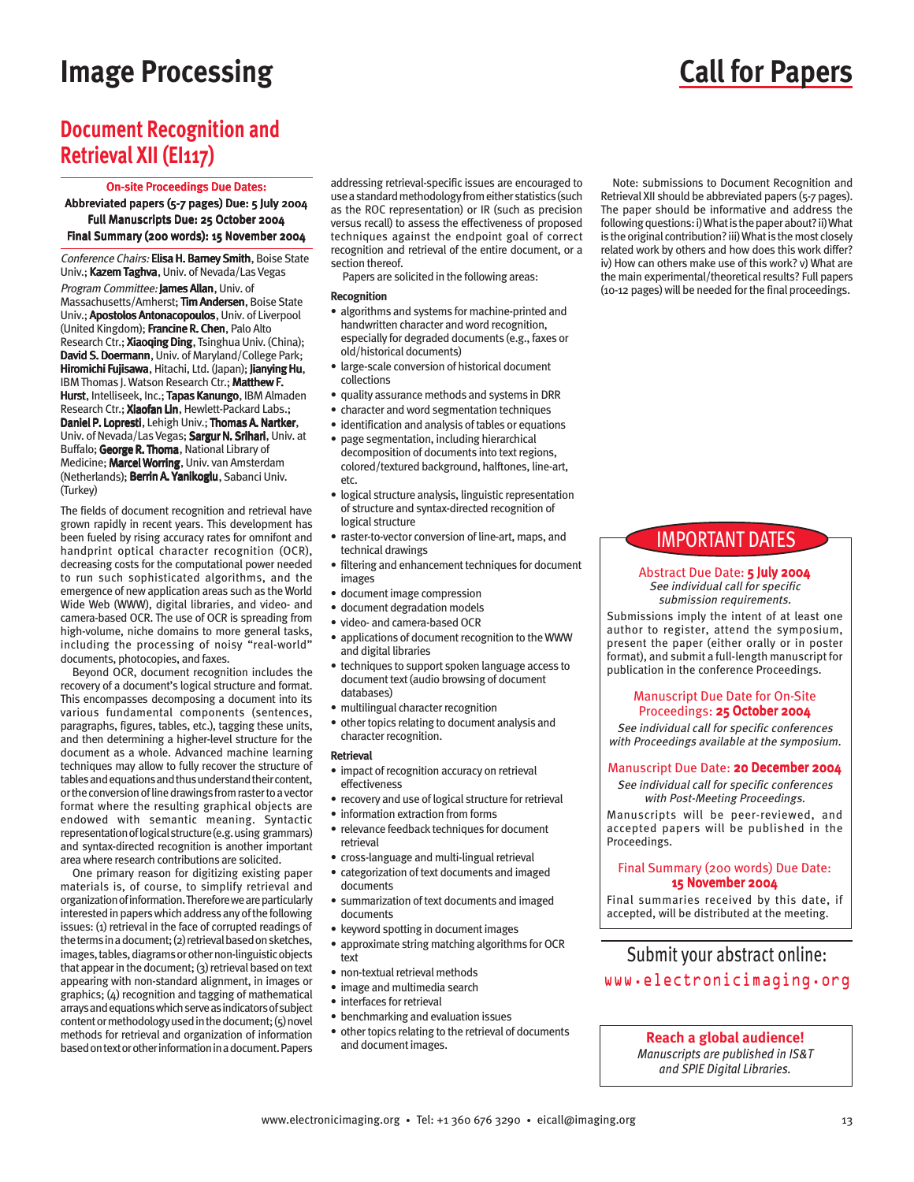# Image Processing

# Call for Papers

## Document Recognition and Retrieval XII (EI117)

**On-site Proceedings Due Dates:**
**Abbreviated papers (5-7 pages) Due: 5 July 2004**
**Full Manuscripts Due: 25 October 2004**
**Final Summary (200 words): 15 November 2004**

*Conference Chairs:* **Elisa H. Barney Smith**, Boise State Univ.; **Kazem Taghva**, Univ. of Nevada/Las Vegas

*Program Committee:* **James Allan**, Univ. of Massachusetts/Amherst; **Tim Andersen**, Boise State Univ.; **Apostolos Antonacopoulos**, Univ. of Liverpool (United Kingdom); **Francine R. Chen**, Palo Alto Research Ctr.; **Xiaoqing Ding**, Tsinghua Univ. (China); **David S. Doermann**, Univ. of Maryland/College Park; **Hiromichi Fujisawa**, Hitachi, Ltd. (Japan); **Jianying Hu**, IBM Thomas J. Watson Research Ctr.; **Matthew F. Hurst**, Intelliseek, Inc.; **Tapas Kanungo**, IBM Almaden Research Ctr.; **Xiaofan Lin**, Hewlett-Packard Labs.; **Daniel P. Lopresti**, Lehigh Univ.; **Thomas A. Nartker**, Univ. of Nevada/Las Vegas; **Sargur N. Srihari**, Univ. at Buffalo; **George R. Thoma**, National Library of Medicine; **Marcel Worring**, Univ. van Amsterdam (Netherlands); **Berrin A. Yanikoglu**, Sabanci Univ. (Turkey)

The fields of document recognition and retrieval have grown rapidly in recent years. This development has been fueled by rising accuracy rates for omnifont and handprint optical character recognition (OCR), decreasing costs for the computational power needed to run such sophisticated algorithms, and the emergence of new application areas such as the World Wide Web (WWW), digital libraries, and video- and camera-based OCR. The use of OCR is spreading from high-volume, niche domains to more general tasks, including the processing of noisy "real-world" documents, photocopies, and faxes.

Beyond OCR, document recognition includes the recovery of a document's logical structure and format. This encompasses decomposing a document into its various fundamental components (sentences, paragraphs, figures, tables, etc.), tagging these units, and then determining a higher-level structure for the document as a whole. Advanced machine learning techniques may allow to fully recover the structure of tables and equations and thus understand their content, or the conversion of line drawings from raster to a vector format where the resulting graphical objects are endowed with semantic meaning. Syntactic representation of logical structure (e.g. using grammars) and syntax-directed recognition is another important area where research contributions are solicited.

One primary reason for digitizing existing paper materials is, of course, to simplify retrieval and organization of information. Therefore we are particularly interested in papers which address any of the following issues: (1) retrieval in the face of corrupted readings of the terms in a document; (2) retrieval based on sketches, images, tables, diagrams or other non-linguistic objects that appear in the document; (3) retrieval based on text appearing with non-standard alignment, in images or graphics; (4) recognition and tagging of mathematical arrays and equations which serve as indicators of subject content or methodology used in the document; (5) novel methods for retrieval and organization of information based on text or other information in a document. Papers addressing retrieval-specific issues are encouraged to use a standard methodology from either statistics (such as the ROC representation) or IR (such as precision versus recall) to assess the effectiveness of proposed techniques against the endpoint goal of correct recognition and retrieval of the entire document, or a section thereof.

Papers are solicited in the following areas:

**Recognition**

- algorithms and systems for machine-printed and handwritten character and word recognition, especially for degraded documents (e.g., faxes or old/historical documents)
- large-scale conversion of historical document collections
- quality assurance methods and systems in DRR
- character and word segmentation techniques
- identification and analysis of tables or equations
- page segmentation, including hierarchical decomposition of documents into text regions, colored/textured background, halftones, line-art, etc.
- logical structure analysis, linguistic representation of structure and syntax-directed recognition of logical structure
- raster-to-vector conversion of line-art, maps, and technical drawings
- filtering and enhancement techniques for document images
- document image compression
- document degradation models
- video- and camera-based OCR
- applications of document recognition to the WWW and digital libraries
- techniques to support spoken language access to document text (audio browsing of document databases)
- multilingual character recognition
- other topics relating to document analysis and character recognition.

**Retrieval**

- impact of recognition accuracy on retrieval effectiveness
- recovery and use of logical structure for retrieval
- information extraction from forms
- relevance feedback techniques for document retrieval
- cross-language and multi-lingual retrieval
- categorization of text documents and imaged documents
- summarization of text documents and imaged documents
- keyword spotting in document images
- approximate string matching algorithms for OCR text
- non-textual retrieval methods
- image and multimedia search
- interfaces for retrieval
- benchmarking and evaluation issues
- other topics relating to the retrieval of documents and document images.

Note: submissions to Document Recognition and Retrieval XII should be abbreviated papers (5-7 pages). The paper should be informative and address the following questions: i) What is the paper about? ii) What is the original contribution? iii) What is the most closely related work by others and how does this work differ? iv) How can others make use of this work? v) What are the main experimental/theoretical results? Full papers (10-12 pages) will be needed for the final proceedings.

### IMPORTANT DATES

Abstract Due Date: **5 July 2004**
*See individual call for specific submission requirements.*

Submissions imply the intent of at least one author to register, attend the symposium, present the paper (either orally or in poster format), and submit a full-length manuscript for publication in the conference Proceedings.

Manuscript Due Date for On-Site Proceedings: **25 October 2004**
*See individual call for specific conferences with Proceedings available at the symposium.*

Manuscript Due Date: **20 December 2004**
*See individual call for specific conferences with Post-Meeting Proceedings.*

Manuscripts will be peer-reviewed, and accepted papers will be published in the Proceedings.

Final Summary (200 words) Due Date: **15 November 2004**

Final summaries received by this date, if accepted, will be distributed at the meeting.

Submit your abstract online:
www.electronicimaging.org

**Reach a global audience!**
*Manuscripts are published in IS&T and SPIE Digital Libraries.*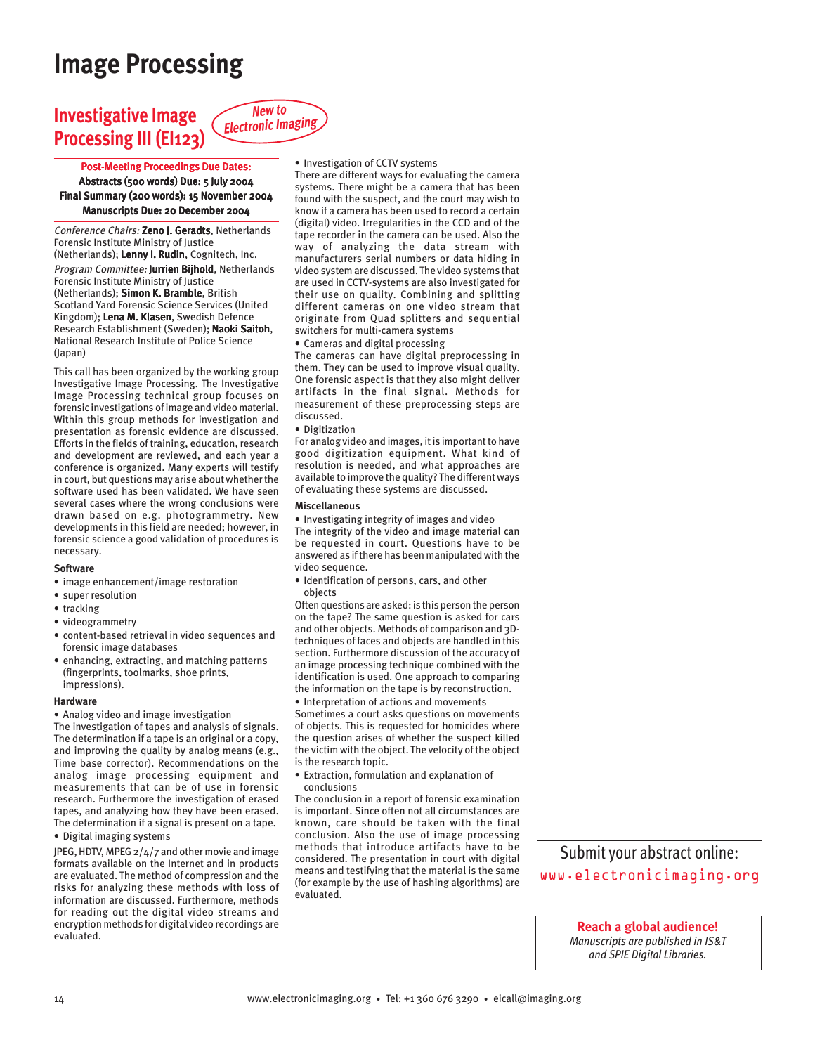# Image Processing

## Investigative Image Processing III (EI123)

*New to Electronic Imaging*

**Post-Meeting Proceedings Due Dates:**

**Abstracts (500 words) Due: 5 July 2004**

**Final Summary (200 words): 15 November 2004**

**Manuscripts Due: 20 December 2004**

*Conference Chairs:* **Zeno J. Geradts**, Netherlands Forensic Institute Ministry of Justice (Netherlands); **Lenny I. Rudin**, Cognitech, Inc.

*Program Committee:* **Jurrien Bijhold**, Netherlands Forensic Institute Ministry of Justice (Netherlands); **Simon K. Bramble**, British Scotland Yard Forensic Science Services (United Kingdom); **Lena M. Klasen**, Swedish Defence Research Establishment (Sweden); **Naoki Saitoh**, National Research Institute of Police Science (Japan)

This call has been organized by the working group Investigative Image Processing. The Investigative Image Processing technical group focuses on forensic investigations of image and video material. Within this group methods for investigation and presentation as forensic evidence are discussed. Efforts in the fields of training, education, research and development are reviewed, and each year a conference is organized. Many experts will testify in court, but questions may arise about whether the software used has been validated. We have seen several cases where the wrong conclusions were drawn based on e.g. photogrammetry. New developments in this field are needed; however, in forensic science a good validation of procedures is necessary.

**Software**

- image enhancement/image restoration
- super resolution
- tracking
- videogrammetry
- content-based retrieval in video sequences and forensic image databases
- enhancing, extracting, and matching patterns (fingerprints, toolmarks, shoe prints, impressions).

**Hardware**

- Analog video and image investigation

The investigation of tapes and analysis of signals. The determination if a tape is an original or a copy, and improving the quality by analog means (e.g., Time base corrector). Recommendations on the analog image processing equipment and measurements that can be of use in forensic research. Furthermore the investigation of erased tapes, and analyzing how they have been erased. The determination if a signal is present on a tape.

- Digital imaging systems

JPEG, HDTV, MPEG 2/4/7 and other movie and image formats available on the Internet and in products are evaluated. The method of compression and the risks for analyzing these methods with loss of information are discussed. Furthermore, methods for reading out the digital video streams and encryption methods for digital video recordings are evaluated.

- Investigation of CCTV systems

There are different ways for evaluating the camera systems. There might be a camera that has been found with the suspect, and the court may wish to know if a camera has been used to record a certain (digital) video. Irregularities in the CCD and of the tape recorder in the camera can be used. Also the way of analyzing the data stream with manufacturers serial numbers or data hiding in video system are discussed. The video systems that are used in CCTV-systems are also investigated for their use on quality. Combining and splitting different cameras on one video stream that originate from Quad splitters and sequential switchers for multi-camera systems

- Cameras and digital processing

The cameras can have digital preprocessing in them. They can be used to improve visual quality. One forensic aspect is that they also might deliver artifacts in the final signal. Methods for measurement of these preprocessing steps are discussed.

- Digitization

For analog video and images, it is important to have good digitization equipment. What kind of resolution is needed, and what approaches are available to improve the quality? The different ways of evaluating these systems are discussed.

**Miscellaneous**

- Investigating integrity of images and video

The integrity of the video and image material can be requested in court. Questions have to be answered as if there has been manipulated with the video sequence.

- Identification of persons, cars, and other objects

Often questions are asked: is this person the person on the tape? The same question is asked for cars and other objects. Methods of comparison and 3D-techniques of faces and objects are handled in this section. Furthermore discussion of the accuracy of an image processing technique combined with the identification is used. One approach to comparing the information on the tape is by reconstruction.

- Interpretation of actions and movements

Sometimes a court asks questions on movements of objects. This is requested for homicides where the question arises of whether the suspect killed the victim with the object. The velocity of the object is the research topic.

- Extraction, formulation and explanation of conclusions

The conclusion in a report of forensic examination is important. Since often not all circumstances are known, care should be taken with the final conclusion. Also the use of image processing methods that introduce artifacts have to be considered. The presentation in court with digital means and testifying that the material is the same (for example by the use of hashing algorithms) are evaluated.

Submit your abstract online:
www.electronicimaging.org

**Reach a global audience!**
*Manuscripts are published in IS&T and SPIE Digital Libraries.*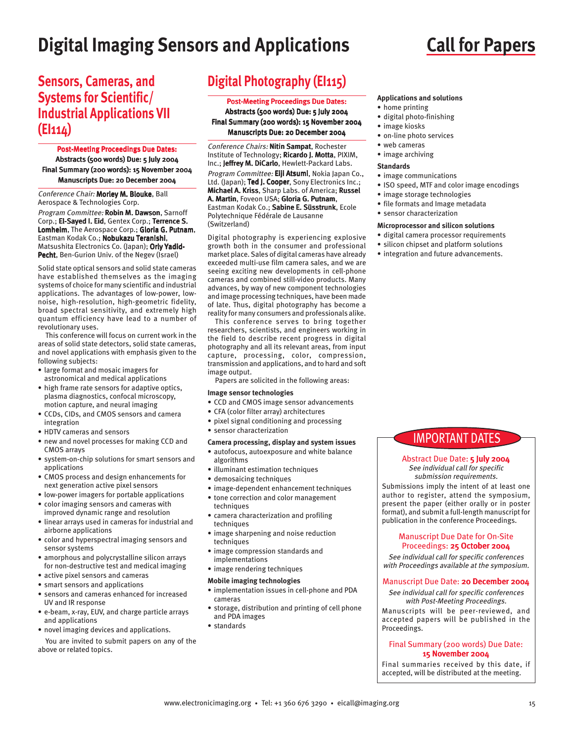# Digital Imaging Sensors and Applications

## Call for Papers

## Sensors, Cameras, and Systems for Scientific/ Industrial Applications VII (EI114)

**Post-Meeting Proceedings Due Dates:**
**Abstracts (500 words) Due: 5 July 2004**
**Final Summary (200 words): 15 November 2004**
**Manuscripts Due: 20 December 2004**

*Conference Chair:* **Morley M. Blouke**, Ball Aerospace & Technologies Corp.

*Program Committee:* **Robin M. Dawson**, Sarnoff Corp.; **El-Sayed I. Eid**, Gentex Corp.; **Terrence S. Lomheim**, The Aerospace Corp.; **Gloria G. Putnam**, Eastman Kodak Co.; **Nobukazu Teranishi**, Matsushita Electronics Co. (Japan); **Orly Yadid-Pecht**, Ben-Gurion Univ. of the Negev (Israel)

Solid state optical sensors and solid state cameras have established themselves as the imaging systems of choice for many scientific and industrial applications. The advantages of low-power, low-noise, high-resolution, high-geometric fidelity, broad spectral sensitivity, and extremely high quantum efficiency have lead to a number of revolutionary uses.

This conference will focus on current work in the areas of solid state detectors, solid state cameras, and novel applications with emphasis given to the following subjects:

- large format and mosaic imagers for astronomical and medical applications
- high frame rate sensors for adaptive optics, plasma diagnostics, confocal microscopy, motion capture, and neural imaging
- CCDs, CIDs, and CMOS sensors and camera integration
- HDTV cameras and sensors
- new and novel processes for making CCD and CMOS arrays
- system-on-chip solutions for smart sensors and applications
- CMOS process and design enhancements for next generation active pixel sensors
- low-power imagers for portable applications
- color imaging sensors and cameras with improved dynamic range and resolution
- linear arrays used in cameras for industrial and airborne applications
- color and hyperspectral imaging sensors and sensor systems
- amorphous and polycrystalline silicon arrays for non-destructive test and medical imaging
- active pixel sensors and cameras
- smart sensors and applications
- sensors and cameras enhanced for increased UV and IR response
- e-beam, x-ray, EUV, and charge particle arrays and applications
- novel imaging devices and applications.

You are invited to submit papers on any of the above or related topics.

## Digital Photography (EI115)

**Post-Meeting Proceedings Due Dates:**
**Abstracts (500 words) Due: 5 July 2004**
**Final Summary (200 words): 15 November 2004**
**Manuscripts Due: 20 December 2004**

*Conference Chairs:* **Nitin Sampat**, Rochester Institute of Technology; **Ricardo J. Motta**, PIXIM, Inc.; **Jeffrey M. DiCarlo**, Hewlett-Packard Labs.

*Program Committee:* **Eiji Atsumi**, Nokia Japan Co., Ltd. (Japan); **Ted J. Cooper**, Sony Electronics Inc.; **Michael A. Kriss**, Sharp Labs. of America; **Russel A. Martin**, Foveon USA; **Gloria G. Putnam**, Eastman Kodak Co.; **Sabine E. Süsstrunk**, Ecole Polytechnique Fédérale de Lausanne (Switzerland)

Digital photography is experiencing explosive growth both in the consumer and professional market place. Sales of digital cameras have already exceeded multi-use film camera sales, and we are seeing exciting new developments in cell-phone cameras and combined still-video products. Many advances, by way of new component technologies and image processing techniques, have been made of late. Thus, digital photography has become a reality for many consumers and professionals alike.

This conference serves to bring together researchers, scientists, and engineers working in the field to describe recent progress in digital photography and all its relevant areas, from input capture, processing, color, compression, transmission and applications, and to hard and soft image output.

Papers are solicited in the following areas:

**Image sensor technologies**
- CCD and CMOS image sensor advancements
- CFA (color filter array) architectures
- pixel signal conditioning and processing
- sensor characterization

**Camera processing, display and system issues**
- autofocus, autoexposure and white balance algorithms
- illuminant estimation techniques
- demosaicing techniques
- image-dependent enhancement techniques
- tone correction and color management techniques
- camera characterization and profiling techniques
- image sharpening and noise reduction techniques
- image compression standards and implementations
- image rendering techniques

**Mobile imaging technologies**
- implementation issues in cell-phone and PDA cameras
- storage, distribution and printing of cell phone and PDA images
- standards

**Applications and solutions**
- home printing
- digital photo-finishing
- image kiosks
- on-line photo services
- web cameras
- image archiving

**Standards**
- image communications
- ISO speed, MTF and color image encodings
- image storage technologies
- file formats and Image metadata
- sensor characterization

**Microprocessor and silicon solutions**
- digital camera processor requirements
- silicon chipset and platform solutions
- integration and future advancements.

### IMPORTANT DATES

Abstract Due Date: **5 July 2004**
*See individual call for specific submission requirements.*

Submissions imply the intent of at least one author to register, attend the symposium, present the paper (either orally or in poster format), and submit a full-length manuscript for publication in the conference Proceedings.

Manuscript Due Date for On-Site Proceedings: **25 October 2004**
*See individual call for specific conferences with Proceedings available at the symposium.*

Manuscript Due Date: **20 December 2004**
*See individual call for specific conferences with Post-Meeting Proceedings.*

Manuscripts will be peer-reviewed, and accepted papers will be published in the Proceedings.

Final Summary (200 words) Due Date: **15 November 2004**

Final summaries received by this date, if accepted, will be distributed at the meeting.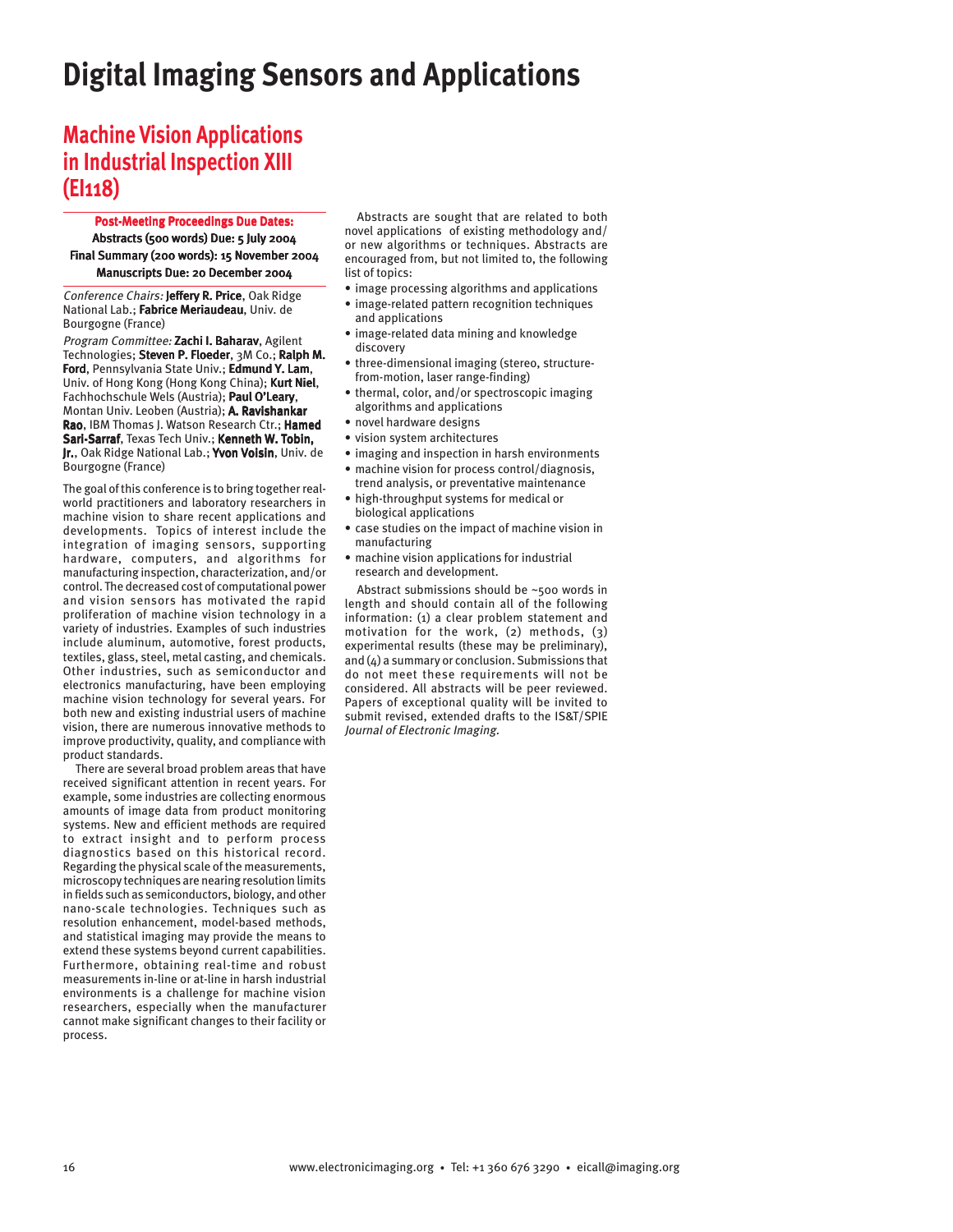# Digital Imaging Sensors and Applications

## Machine Vision Applications in Industrial Inspection XIII (EI118)

**Post-Meeting Proceedings Due Dates:**

**Abstracts (500 words) Due: 5 July 2004**

**Final Summary (200 words): 15 November 2004**

**Manuscripts Due: 20 December 2004**

*Conference Chairs:* **Jeffery R. Price**, Oak Ridge National Lab.; **Fabrice Meriaudeau**, Univ. de Bourgogne (France)

*Program Committee:* **Zachi I. Baharav**, Agilent Technologies; **Steven P. Floeder**, 3M Co.; **Ralph M. Ford**, Pennsylvania State Univ.; **Edmund Y. Lam**, Univ. of Hong Kong (Hong Kong China); **Kurt Niel**, Fachhochschule Wels (Austria); **Paul O'Leary**, Montan Univ. Leoben (Austria); **A. Ravishankar Rao**, IBM Thomas J. Watson Research Ctr.; **Hamed Sari-Sarraf**, Texas Tech Univ.; **Kenneth W. Tobin, Jr.**, Oak Ridge National Lab.; **Yvon Voisin**, Univ. de Bourgogne (France)

The goal of this conference is to bring together real-world practitioners and laboratory researchers in machine vision to share recent applications and developments. Topics of interest include the integration of imaging sensors, supporting hardware, computers, and algorithms for manufacturing inspection, characterization, and/or control. The decreased cost of computational power and vision sensors has motivated the rapid proliferation of machine vision technology in a variety of industries. Examples of such industries include aluminum, automotive, forest products, textiles, glass, steel, metal casting, and chemicals. Other industries, such as semiconductor and electronics manufacturing, have been employing machine vision technology for several years. For both new and existing industrial users of machine vision, there are numerous innovative methods to improve productivity, quality, and compliance with product standards.

There are several broad problem areas that have received significant attention in recent years. For example, some industries are collecting enormous amounts of image data from product monitoring systems. New and efficient methods are required to extract insight and to perform process diagnostics based on this historical record. Regarding the physical scale of the measurements, microscopy techniques are nearing resolution limits in fields such as semiconductors, biology, and other nano-scale technologies. Techniques such as resolution enhancement, model-based methods, and statistical imaging may provide the means to extend these systems beyond current capabilities. Furthermore, obtaining real-time and robust measurements in-line or at-line in harsh industrial environments is a challenge for machine vision researchers, especially when the manufacturer cannot make significant changes to their facility or process.

Abstracts are sought that are related to both novel applications of existing methodology and/or new algorithms or techniques. Abstracts are encouraged from, but not limited to, the following list of topics:

- image processing algorithms and applications
- image-related pattern recognition techniques and applications
- image-related data mining and knowledge discovery
- three-dimensional imaging (stereo, structure-from-motion, laser range-finding)
- thermal, color, and/or spectroscopic imaging algorithms and applications
- novel hardware designs
- vision system architectures
- imaging and inspection in harsh environments
- machine vision for process control/diagnosis, trend analysis, or preventative maintenance
- high-throughput systems for medical or biological applications
- case studies on the impact of machine vision in manufacturing
- machine vision applications for industrial research and development.

Abstract submissions should be ~500 words in length and should contain all of the following information: (1) a clear problem statement and motivation for the work, (2) methods, (3) experimental results (these may be preliminary), and (4) a summary or conclusion. Submissions that do not meet these requirements will not be considered. All abstracts will be peer reviewed. Papers of exceptional quality will be invited to submit revised, extended drafts to the IS&T/SPIE *Journal of Electronic Imaging.*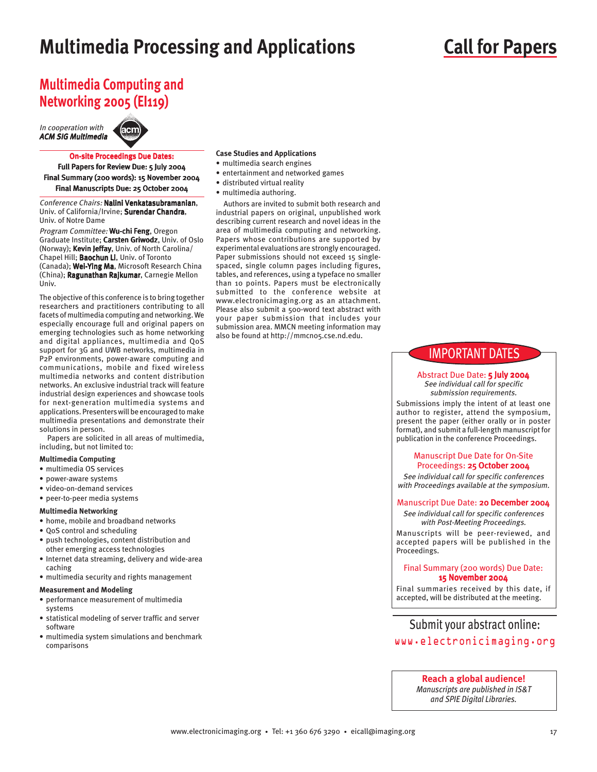# Multimedia Processing and Applications

## Call for Papers

## Multimedia Computing and Networking 2005 (EI119)

*In cooperation with* ***ACM SIG Multimedia***

**On-site Proceedings Due Dates:**

**Full Papers for Review Due: 5 July 2004**

**Final Summary (200 words): 15 November 2004**

**Final Manuscripts Due: 25 October 2004**

*Conference Chairs:* **Nalini Venkatasubramanian**, Univ. of California/Irvine; **Surendar Chandra**, Univ. of Notre Dame

*Program Committee:* **Wu-chi Feng**, Oregon Graduate Institute; **Carsten Griwodz**, Univ. of Oslo (Norway); **Kevin Jeffay**, Univ. of North Carolina/Chapel Hill; **Baochun Li**, Univ. of Toronto (Canada); **Wei-Ying Ma**, Microsoft Research China (China); **Ragunathan Rajkumar**, Carnegie Mellon Univ.

The objective of this conference is to bring together researchers and practitioners contributing to all facets of multimedia computing and networking. We especially encourage full and original papers on emerging technologies such as home networking and digital appliances, multimedia and QoS support for 3G and UWB networks, multimedia in P2P environments, power-aware computing and communications, mobile and fixed wireless multimedia networks and content distribution networks. An exclusive industrial track will feature industrial design experiences and showcase tools for next-generation multimedia systems and applications. Presenters will be encouraged to make multimedia presentations and demonstrate their solutions in person.

Papers are solicited in all areas of multimedia, including, but not limited to:

**Multimedia Computing**

- multimedia OS services
- power-aware systems
- video-on-demand services
- peer-to-peer media systems

**Multimedia Networking**

- home, mobile and broadband networks
- QoS control and scheduling
- push technologies, content distribution and other emerging access technologies
- Internet data streaming, delivery and wide-area caching
- multimedia security and rights management

**Measurement and Modeling**

- performance measurement of multimedia systems
- statistical modeling of server traffic and server software
- multimedia system simulations and benchmark comparisons

**Case Studies and Applications**

- multimedia search engines
- entertainment and networked games
- distributed virtual reality
- multimedia authoring.

Authors are invited to submit both research and industrial papers on original, unpublished work describing current research and novel ideas in the area of multimedia computing and networking. Papers whose contributions are supported by experimental evaluations are strongly encouraged. Paper submissions should not exceed 15 single-spaced, single column pages including figures, tables, and references, using a typeface no smaller than 10 points. Papers must be electronically submitted to the conference website at www.electronicimaging.org as an attachment. Please also submit a 500-word text abstract with your paper submission that includes your submission area. MMCN meeting information may also be found at http://mmcn05.cse.nd.edu.

### IMPORTANT DATES

Abstract Due Date: **5 July 2004**

*See individual call for specific submission requirements.*

Submissions imply the intent of at least one author to register, attend the symposium, present the paper (either orally or in poster format), and submit a full-length manuscript for publication in the conference Proceedings.

Manuscript Due Date for On-Site Proceedings: **25 October 2004**

*See individual call for specific conferences with Proceedings available at the symposium.*

Manuscript Due Date: **20 December 2004**

*See individual call for specific conferences with Post-Meeting Proceedings.*

Manuscripts will be peer-reviewed, and accepted papers will be published in the Proceedings.

Final Summary (200 words) Due Date: **15 November 2004**

Final summaries received by this date, if accepted, will be distributed at the meeting.

Submit your abstract online:
www.electronicimaging.org

**Reach a global audience!**

*Manuscripts are published in IS&T and SPIE Digital Libraries.*

www.electronicimaging.org • Tel: +1 360 676 3290 • eicall@imaging.org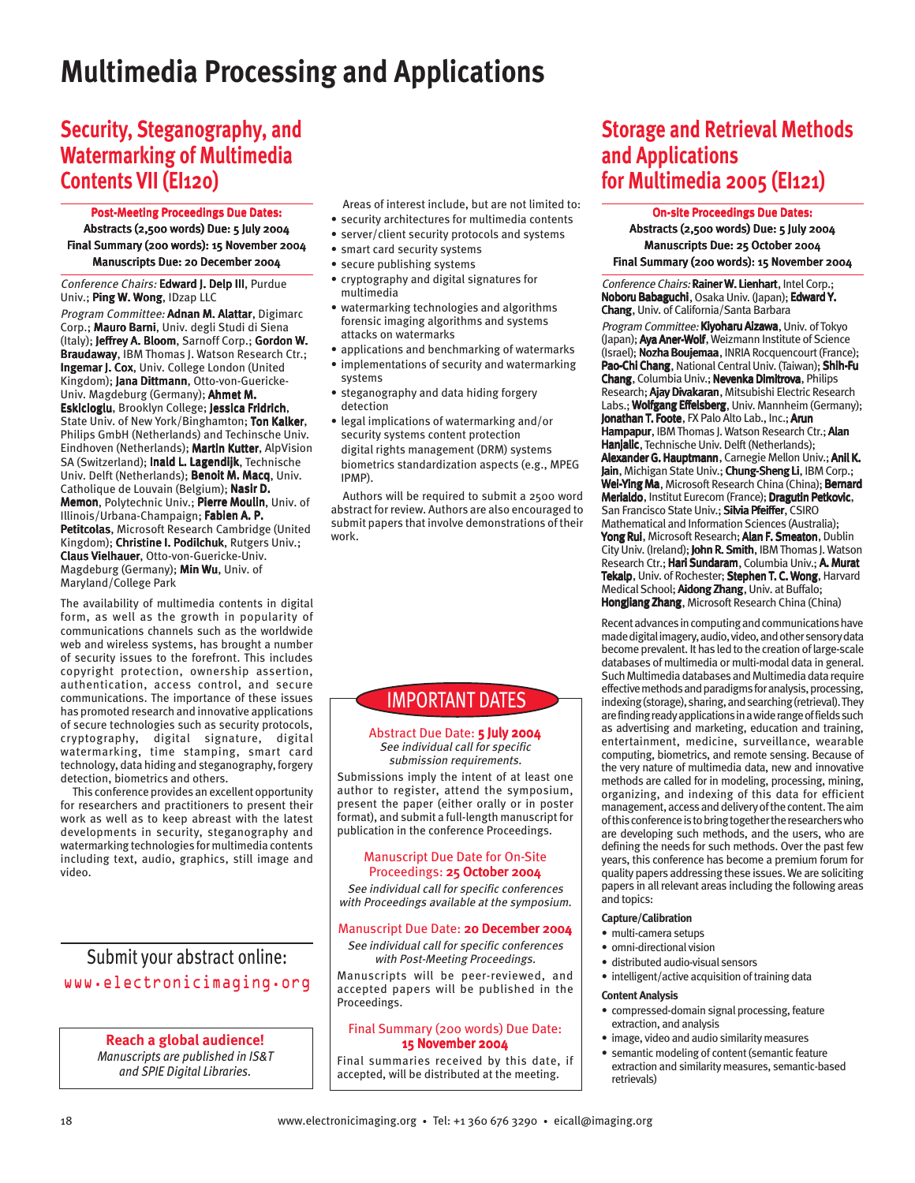# Multimedia Processing and Applications

## Security, Steganography, and Watermarking of Multimedia Contents VII (EI120)

**Post-Meeting Proceedings Due Dates:**
**Abstracts (2,500 words) Due: 5 July 2004**
**Final Summary (200 words): 15 November 2004**
**Manuscripts Due: 20 December 2004**

*Conference Chairs:* **Edward J. Delp III**, Purdue Univ.; **Ping W. Wong**, IDzap LLC

*Program Committee:* **Adnan M. Alattar**, Digimarc Corp.; **Mauro Barni**, Univ. degli Studi di Siena (Italy); **Jeffrey A. Bloom**, Sarnoff Corp.; **Gordon W. Braudaway**, IBM Thomas J. Watson Research Ctr.; **Ingemar J. Cox**, Univ. College London (United Kingdom); **Jana Dittmann**, Otto-von-Guericke-Univ. Magdeburg (Germany); **Ahmet M. Eskicioglu**, Brooklyn College; **Jessica Fridrich**, State Univ. of New York/Binghamton; **Ton Kalker**, Philips GmbH (Netherlands) and Techinsche Univ. Eindhoven (Netherlands); **Martin Kutter**, AlpVision SA (Switzerland); **Inald L. Lagendijk**, Technische Univ. Delft (Netherlands); **Benoit M. Macq**, Univ. Catholique de Louvain (Belgium); **Nasir D. Memon**, Polytechnic Univ.; **Pierre Moulin**, Univ. of Illinois/Urbana-Champaign; **Fabien A. P. Petitcolas**, Microsoft Research Cambridge (United Kingdom); **Christine I. Podilchuk**, Rutgers Univ.; **Claus Vielhauer**, Otto-von-Guericke-Univ. Magdeburg (Germany); **Min Wu**, Univ. of Maryland/College Park

The availability of multimedia contents in digital form, as well as the growth in popularity of communications channels such as the worldwide web and wireless systems, has brought a number of security issues to the forefront. This includes copyright protection, ownership assertion, authentication, access control, and secure communications. The importance of these issues has promoted research and innovative applications of secure technologies such as security protocols, cryptography, digital signature, digital watermarking, time stamping, smart card technology, data hiding and steganography, forgery detection, biometrics and others.

This conference provides an excellent opportunity for researchers and practitioners to present their work as well as to keep abreast with the latest developments in security, steganography and watermarking technologies for multimedia contents including text, audio, graphics, still image and video.

Areas of interest include, but are not limited to:

- security architectures for multimedia contents
- server/client security protocols and systems
- smart card security systems
- secure publishing systems
- cryptography and digital signatures for multimedia
- watermarking technologies and algorithms forensic imaging algorithms and systems attacks on watermarks
- applications and benchmarking of watermarks
- implementations of security and watermarking systems
- steganography and data hiding forgery detection
- legal implications of watermarking and/or security systems content protection digital rights management (DRM) systems biometrics standardization aspects (e.g., MPEG IPMP).

Authors will be required to submit a 2500 word abstract for review. Authors are also encouraged to submit papers that involve demonstrations of their work.

Submit your abstract online:
www.electronicimaging.org

**Reach a global audience!**
*Manuscripts are published in IS&T and SPIE Digital Libraries.*

### IMPORTANT DATES

Abstract Due Date: **5 July 2004**
*See individual call for specific submission requirements.*

Submissions imply the intent of at least one author to register, attend the symposium, present the paper (either orally or in poster format), and submit a full-length manuscript for publication in the conference Proceedings.

Manuscript Due Date for On-Site Proceedings: **25 October 2004**
*See individual call for specific conferences with Proceedings available at the symposium.*

Manuscript Due Date: **20 December 2004**
*See individual call for specific conferences with Post-Meeting Proceedings.*

Manuscripts will be peer-reviewed, and accepted papers will be published in the Proceedings.

Final Summary (200 words) Due Date: **15 November 2004**

Final summaries received by this date, if accepted, will be distributed at the meeting.

## Storage and Retrieval Methods and Applications for Multimedia 2005 (EI121)

**On-site Proceedings Due Dates:**
**Abstracts (2,500 words) Due: 5 July 2004**
**Manuscripts Due: 25 October 2004**
**Final Summary (200 words): 15 November 2004**

*Conference Chairs:* **Rainer W. Lienhart**, Intel Corp.; **Noboru Babaguchi**, Osaka Univ. (Japan); **Edward Y. Chang**, Univ. of California/Santa Barbara

*Program Committee:* **Kiyoharu Aizawa**, Univ. of Tokyo (Japan); **Aya Aner-Wolf**, Weizmann Institute of Science (Israel); **Nozha Boujemaa**, INRIA Rocquencourt (France); **Pao-Chi Chang**, National Central Univ. (Taiwan); **Shih-Fu Chang**, Columbia Univ.; **Nevenka Dimitrova**, Philips Research; **Ajay Divakaran**, Mitsubishi Electric Research Labs.; **Wolfgang Effelsberg**, Univ. Mannheim (Germany); **Jonathan T. Foote**, FX Palo Alto Lab., Inc.; **Arun Hampapur**, IBM Thomas J. Watson Research Ctr.; **Alan Hanjalic**, Technische Univ. Delft (Netherlands); **Alexander G. Hauptmann**, Carnegie Mellon Univ.; **Anil K. Jain**, Michigan State Univ.; **Chung-Sheng Li**, IBM Corp.; **Wei-Ying Ma**, Microsoft Research China (China); **Bernard Merialdo**, Institut Eurecom (France); **Dragutin Petkovic**, San Francisco State Univ.; **Silvia Pfeiffer**, CSIRO Mathematical and Information Sciences (Australia); **Yong Rui**, Microsoft Research; **Alan F. Smeaton**, Dublin City Univ. (Ireland); **John R. Smith**, IBM Thomas J. Watson Research Ctr.; **Hari Sundaram**, Columbia Univ.; **A. Murat Tekalp**, Univ. of Rochester; **Stephen T. C. Wong**, Harvard Medical School; **Aidong Zhang**, Univ. at Buffalo; **Hongjiang Zhang**, Microsoft Research China (China)

Recent advances in computing and communications have made digital imagery, audio, video, and other sensory data become prevalent. It has led to the creation of large-scale databases of multimedia or multi-modal data in general. Such Multimedia databases and Multimedia data require effective methods and paradigms for analysis, processing, indexing (storage), sharing, and searching (retrieval). They are finding ready applications in a wide range of fields such as advertising and marketing, education and training, entertainment, medicine, surveillance, wearable computing, biometrics, and remote sensing. Because of the very nature of multimedia data, new and innovative methods are called for in modeling, processing, mining, organizing, and indexing of this data for efficient management, access and delivery of the content. The aim of this conference is to bring together the researchers who are developing such methods, and the users, who are defining the needs for such methods. Over the past few years, this conference has become a premium forum for quality papers addressing these issues. We are soliciting papers in all relevant areas including the following areas and topics:

**Capture/Calibration**

- multi-camera setups
- omni-directional vision
- distributed audio-visual sensors
- intelligent/active acquisition of training data

**Content Analysis**

- compressed-domain signal processing, feature extraction, and analysis
- image, video and audio similarity measures
- semantic modeling of content (semantic feature extraction and similarity measures, semantic-based retrievals)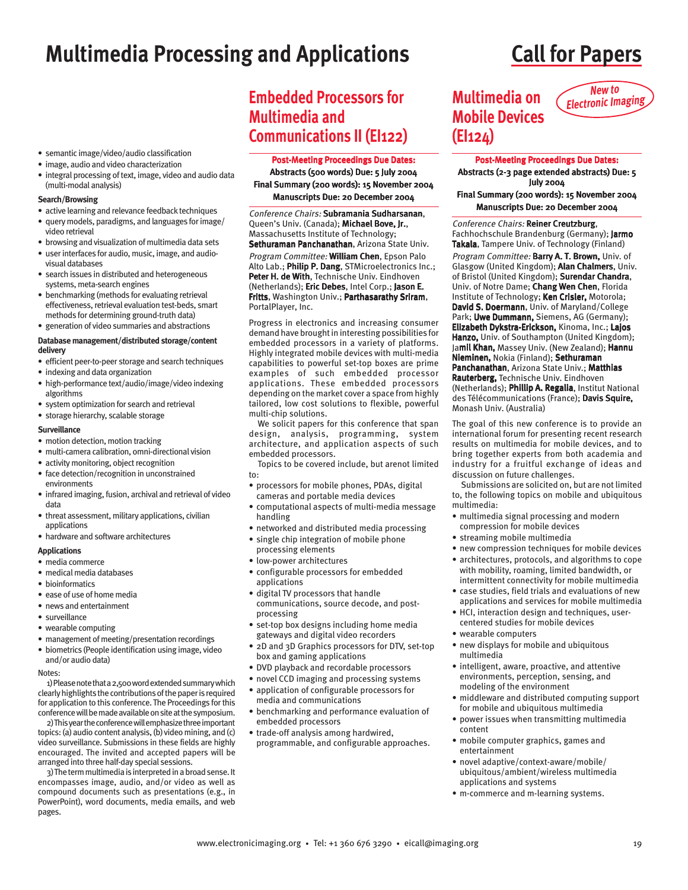# Multimedia Processing and Applications

# Call for Papers

- semantic image/video/audio classification
- image, audio and video characterization
- integral processing of text, image, video and audio data (multi-modal analysis)

**Search/Browsing**

- active learning and relevance feedback techniques
- query models, paradigms, and languages for image/ video retrieval
- browsing and visualization of multimedia data sets
- user interfaces for audio, music, image, and audio-visual databases
- search issues in distributed and heterogeneous systems, meta-search engines
- benchmarking (methods for evaluating retrieval effectiveness, retrieval evaluation test-beds, smart methods for determining ground-truth data)
- generation of video summaries and abstractions

**Database management/distributed storage/content delivery**

- efficient peer-to-peer storage and search techniques
- indexing and data organization
- high-performance text/audio/image/video indexing algorithms
- system optimization for search and retrieval
- storage hierarchy, scalable storage

**Surveillance**

- motion detection, motion tracking
- multi-camera calibration, omni-directional vision
- activity monitoring, object recognition
- face detection/recognition in unconstrained environments
- infrared imaging, fusion, archival and retrieval of video data
- threat assessment, military applications, civilian applications
- hardware and software architectures

**Applications**

- media commerce
- medical media databases
- bioinformatics
- ease of use of home media
- news and entertainment
- surveillance
- wearable computing
- management of meeting/presentation recordings
- biometrics (People identification using image, video and/or audio data)

Notes:

1) Please note that a 2,500 word extended summary which clearly highlights the contributions of the paper is required for application to this conference. The Proceedings for this conference will be made available on site at the symposium.

2) This year the conference will emphasize three important topics: (a) audio content analysis, (b) video mining, and (c) video surveillance. Submissions in these fields are highly encouraged. The invited and accepted papers will be arranged into three half-day special sessions.

3) The term multimedia is interpreted in a broad sense. It encompasses image, audio, and/or video as well as compound documents such as presentations (e.g., in PowerPoint), word documents, media emails, and web pages.

## Embedded Processors for Multimedia and Communications II (EI122)

**Post-Meeting Proceedings Due Dates:**
**Abstracts (500 words) Due: 5 July 2004**
**Final Summary (200 words): 15 November 2004**
**Manuscripts Due: 20 December 2004**

*Conference Chairs:* **Subramania Sudharsanan**, Queen's Univ. (Canada); **Michael Bove, Jr.**, Massachusetts Institute of Technology; **Sethuraman Panchanathan**, Arizona State Univ.

*Program Committee:* **William Chen**, Epson Palo Alto Lab.; **Philip P. Dang**, STMicroelectronics Inc.; **Peter H. de With**, Technische Univ. Eindhoven (Netherlands); **Eric Debes**, Intel Corp.; **Jason E. Fritts**, Washington Univ.; **Parthasarathy Sriram**, PortalPlayer, Inc.

Progress in electronics and increasing consumer demand have brought in interesting possibilities for embedded processors in a variety of platforms. Highly integrated mobile devices with multi-media capabilities to powerful set-top boxes are prime examples of such embedded processor applications. These embedded processors depending on the market cover a space from highly tailored, low cost solutions to flexible, powerful multi-chip solutions.

We solicit papers for this conference that span design, analysis, programming, system architecture, and application aspects of such embedded processors.

Topics to be covered include, but arenot limited to:

- processors for mobile phones, PDAs, digital cameras and portable media devices
- computational aspects of multi-media message handling
- networked and distributed media processing
- single chip integration of mobile phone processing elements
- low-power architectures
- configurable processors for embedded applications
- digital TV processors that handle communications, source decode, and post-processing
- set-top box designs including home media gateways and digital video recorders
- 2D and 3D Graphics processors for DTV, set-top box and gaming applications
- DVD playback and recordable processors
- novel CCD imaging and processing systems
- application of configurable processors for media and communications
- benchmarking and performance evaluation of embedded processors
- trade-off analysis among hardwired, programmable, and configurable approaches.

## Multimedia on Mobile Devices (EI124)

*New to Electronic Imaging*

**Post-Meeting Proceedings Due Dates:**
**Abstracts (2-3 page extended abstracts) Due: 5 July 2004**
**Final Summary (200 words): 15 November 2004**
**Manuscripts Due: 20 December 2004**

*Conference Chairs:* **Reiner Creutzburg**, Fachhochschule Brandenburg (Germany); **Jarmo Takala**, Tampere Univ. of Technology (Finland)

*Program Committee:* **Barry A. T. Brown,** Univ. of Glasgow (United Kingdom); **Alan Chalmers**, Univ. of Bristol (United Kingdom); **Surendar Chandra**, Univ. of Notre Dame; **Chang Wen Chen**, Florida Institute of Technology; **Ken Crisler,** Motorola; **David S. Doermann**, Univ. of Maryland/College Park; **Uwe Dummann,** Siemens, AG (Germany); **Elizabeth Dykstra-Erickson,** Kinoma, Inc.; **Lajos Hanzo,** Univ. of Southampton (United Kingdom); **Jamil Khan,** Massey Univ. (New Zealand); **Hannu Nieminen,** Nokia (Finland); **Sethuraman Panchanathan**, Arizona State Univ.; **Matthias Rauterberg,** Technische Univ. Eindhoven (Netherlands); **Phillip A. Regalia**, Institut National des Télécommunications (France); **Davis Squire,** Monash Univ. (Australia)

The goal of this new conference is to provide an international forum for presenting recent research results on multimedia for mobile devices, and to bring together experts from both academia and industry for a fruitful exchange of ideas and discussion on future challenges.

Submissions are solicited on, but are not limited to, the following topics on mobile and ubiquitous multimedia:

- multimedia signal processing and modern compression for mobile devices
- streaming mobile multimedia
- new compression techniques for mobile devices
- architectures, protocols, and algorithms to cope with mobility, roaming, limited bandwidth, or intermittent connectivity for mobile multimedia
- case studies, field trials and evaluations of new applications and services for mobile multimedia
- HCI, interaction design and techniques, user-centered studies for mobile devices
- wearable computers
- new displays for mobile and ubiquitous multimedia
- intelligent, aware, proactive, and attentive environments, perception, sensing, and modeling of the environment
- middleware and distributed computing support for mobile and ubiquitous multimedia
- power issues when transmitting multimedia content
- mobile computer graphics, games and entertainment
- novel adaptive/context-aware/mobile/ ubiquitous/ambient/wireless multimedia applications and systems
- m-commerce and m-learning systems.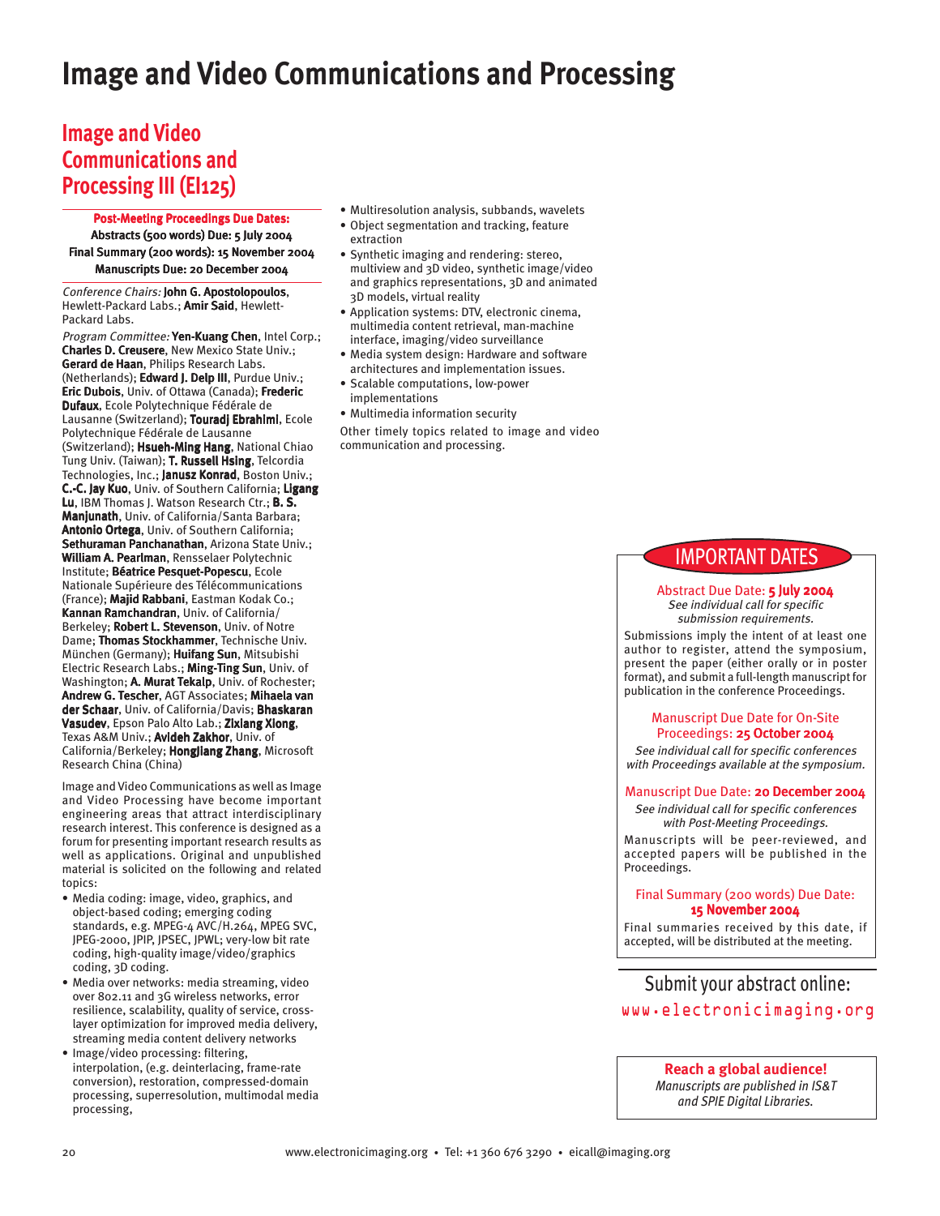# Image and Video Communications and Processing

## Image and Video Communications and Processing III (EI125)

**Post-Meeting Proceedings Due Dates:**
**Abstracts (500 words) Due: 5 July 2004**
**Final Summary (200 words): 15 November 2004**
**Manuscripts Due: 20 December 2004**

*Conference Chairs:* **John G. Apostolopoulos**, Hewlett-Packard Labs.; **Amir Said**, Hewlett-Packard Labs.

*Program Committee:* **Yen-Kuang Chen**, Intel Corp.; **Charles D. Creusere**, New Mexico State Univ.; **Gerard de Haan**, Philips Research Labs. (Netherlands); **Edward J. Delp III**, Purdue Univ.; **Eric Dubois**, Univ. of Ottawa (Canada); **Frederic Dufaux**, Ecole Polytechnique Fédérale de Lausanne (Switzerland); **Touradj Ebrahimi**, Ecole Polytechnique Fédérale de Lausanne (Switzerland); **Hsueh-Ming Hang**, National Chiao Tung Univ. (Taiwan); **T. Russell Hsing**, Telcordia Technologies, Inc.; **Janusz Konrad**, Boston Univ.; **C.-C. Jay Kuo**, Univ. of Southern California; **Ligang Lu**, IBM Thomas J. Watson Research Ctr.; **B. S. Manjunath**, Univ. of California/Santa Barbara; **Antonio Ortega**, Univ. of Southern California; **Sethuraman Panchanathan**, Arizona State Univ.; **William A. Pearlman**, Rensselaer Polytechnic Institute; **Béatrice Pesquet-Popescu**, Ecole Nationale Supérieure des Télécommunications (France); **Majid Rabbani**, Eastman Kodak Co.; **Kannan Ramchandran**, Univ. of California/Berkeley; **Robert L. Stevenson**, Univ. of Notre Dame; **Thomas Stockhammer**, Technische Univ. München (Germany); **Huifang Sun**, Mitsubishi Electric Research Labs.; **Ming-Ting Sun**, Univ. of Washington; **A. Murat Tekalp**, Univ. of Rochester; **Andrew G. Tescher**, AGT Associates; **Mihaela van der Schaar**, Univ. of California/Davis; **Bhaskaran Vasudev**, Epson Palo Alto Lab.; **Zixiang Xiong**, Texas A&M Univ.; **Avideh Zakhor**, Univ. of California/Berkeley; **Hongjiang Zhang**, Microsoft Research China (China)

Image and Video Communications as well as Image and Video Processing have become important engineering areas that attract interdisciplinary research interest. This conference is designed as a forum for presenting important research results as well as applications. Original and unpublished material is solicited on the following and related topics:

- Media coding: image, video, graphics, and object-based coding; emerging coding standards, e.g. MPEG-4 AVC/H.264, MPEG SVC, JPEG-2000, JPIP, JPSEC, JPWL; very-low bit rate coding, high-quality image/video/graphics coding, 3D coding.
- Media over networks: media streaming, video over 802.11 and 3G wireless networks, error resilience, scalability, quality of service, cross-layer optimization for improved media delivery, streaming media content delivery networks
- Image/video processing: filtering, interpolation, (e.g. deinterlacing, frame-rate conversion), restoration, compressed-domain processing, superresolution, multimodal media processing,
- Multiresolution analysis, subbands, wavelets
- Object segmentation and tracking, feature extraction
- Synthetic imaging and rendering: stereo, multiview and 3D video, synthetic image/video and graphics representations, 3D and animated 3D models, virtual reality
- Application systems: DTV, electronic cinema, multimedia content retrieval, man-machine interface, imaging/video surveillance
- Media system design: Hardware and software architectures and implementation issues.
- Scalable computations, low-power implementations
- Multimedia information security

Other timely topics related to image and video communication and processing.

## IMPORTANT DATES

Abstract Due Date: **5 July 2004**
*See individual call for specific submission requirements.*

Submissions imply the intent of at least one author to register, attend the symposium, present the paper (either orally or in poster format), and submit a full-length manuscript for publication in the conference Proceedings.

Manuscript Due Date for On-Site Proceedings: **25 October 2004**
*See individual call for specific conferences with Proceedings available at the symposium.*

Manuscript Due Date: **20 December 2004**
*See individual call for specific conferences with Post-Meeting Proceedings.*

Manuscripts will be peer-reviewed, and accepted papers will be published in the Proceedings.

Final Summary (200 words) Due Date: **15 November 2004**

Final summaries received by this date, if accepted, will be distributed at the meeting.

Submit your abstract online:
www.electronicimaging.org

**Reach a global audience!**
*Manuscripts are published in IS&T and SPIE Digital Libraries.*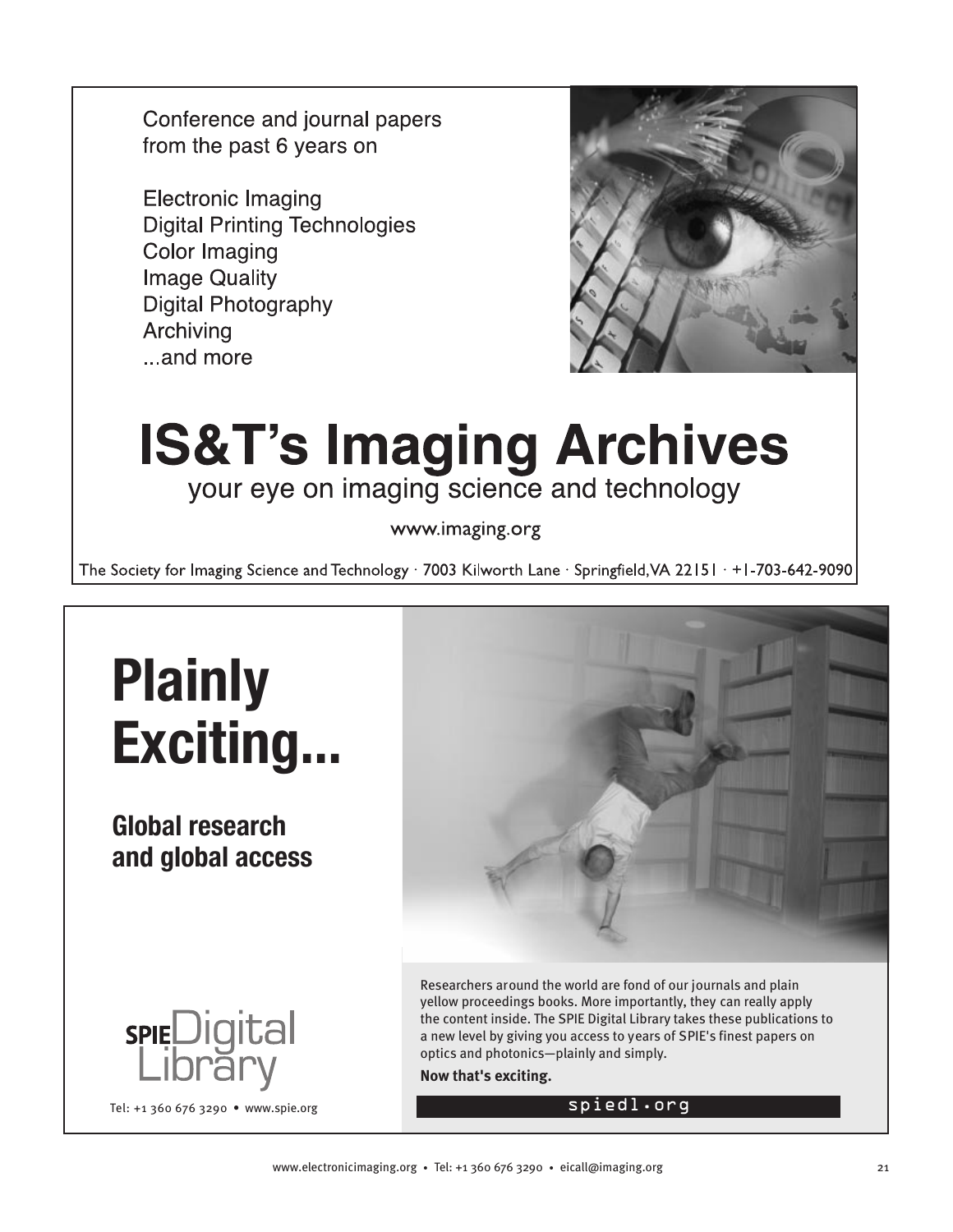Conference and journal papers from the past 6 years on

- Electronic Imaging
- Digital Printing Technologies
- Color Imaging
- Image Quality
- Digital Photography
- Archiving
- ...and more

# IS&T's Imaging Archives

your eye on imaging science and technology

www.imaging.org

The Society for Imaging Science and Technology · 7003 Kilworth Lane · Springfield, VA 22151 · +1-703-642-9090

# Plainly Exciting...

## Global research and global access

Researchers around the world are fond of our journals and plain yellow proceedings books. More importantly, they can really apply the content inside. The SPIE Digital Library takes these publications to a new level by giving you access to years of SPIE's finest papers on optics and photonics—plainly and simply.

**Now that's exciting.**

spiedl.org

SPIE Digital Library

Tel: +1 360 676 3290 • www.spie.org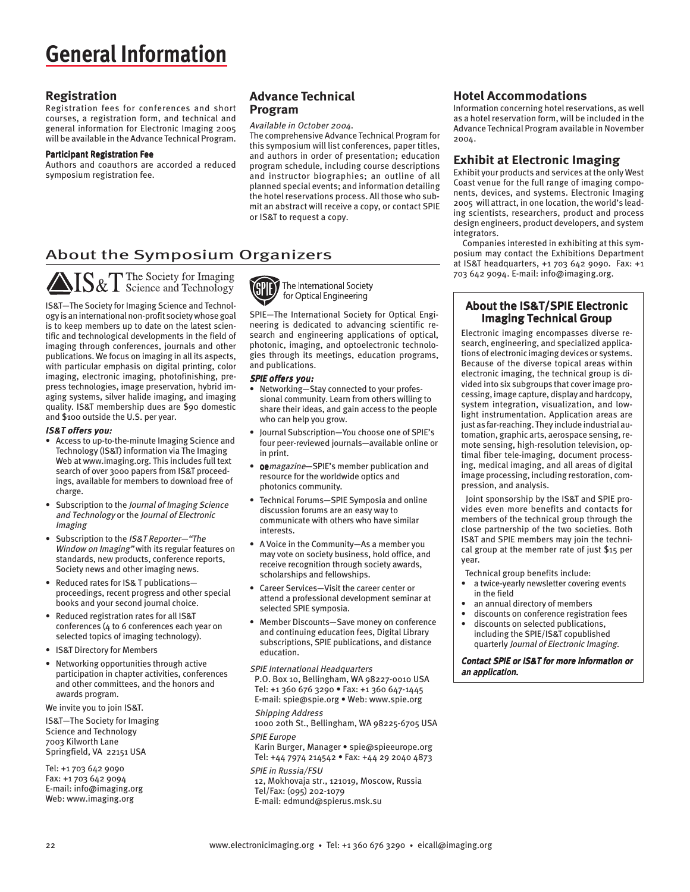# General Information

## Registration

Registration fees for conferences and short courses, a registration form, and technical and general information for Electronic Imaging 2005 will be available in the Advance Technical Program.

#### Participant Registration Fee

Authors and coauthors are accorded a reduced symposium registration fee.

## Advance Technical Program

*Available in October 2004.*

The comprehensive Advance Technical Program for this symposium will list conferences, paper titles, and authors in order of presentation; education program schedule, including course descriptions and instructor biographies; an outline of all planned special events; and information detailing the hotel reservations process. All those who submit an abstract will receive a copy, or contact SPIE or IS&T to request a copy.

## Hotel Accommodations

Information concerning hotel reservations, as well as a hotel reservation form, will be included in the Advance Technical Program available in November 2004.

## Exhibit at Electronic Imaging

Exhibit your products and services at the only West Coast venue for the full range of imaging components, devices, and systems. Electronic Imaging 2005 will attract, in one location, the world's leading scientists, researchers, product and process design engineers, product developers, and system integrators.

Companies interested in exhibiting at this symposium may contact the Exhibitions Department at IS&T headquarters, +1 703 642 9090. Fax: +1 703 642 9094. E-mail: info@imaging.org.

## About the Symposium Organizers

IS&T The Society for Imaging Science and Technology

IS&T—The Society for Imaging Science and Technology is an international non-profit society whose goal is to keep members up to date on the latest scientific and technological developments in the field of imaging through conferences, journals and other publications. We focus on imaging in all its aspects, with particular emphasis on digital printing, color imaging, electronic imaging, photofinishing, prepress technologies, image preservation, hybrid imaging systems, silver halide imaging, and imaging quality. IS&T membership dues are $90 domestic and $100 outside the U.S. per year.

#### *IS&T offers you:*

- Access to up-to-the-minute Imaging Science and Technology (IS&T) information via The Imaging Web at www.imaging.org. This includes full text search of over 3000 papers from IS&T proceedings, available for members to download free of charge.
- Subscription to the *Journal of Imaging Science and Technology* or the *Journal of Electronic Imaging*
- Subscription to the *IS&T Reporter—"The Window on Imaging"* with its regular features on standards, new products, conference reports, Society news and other imaging news.
- Reduced rates for IS& T publications—proceedings, recent progress and other special books and your second journal choice.
- Reduced registration rates for all IS&T conferences (4 to 6 conferences each year on selected topics of imaging technology).
- IS&T Directory for Members
- Networking opportunities through active participation in chapter activities, conferences and other committees, and the honors and awards program.

We invite you to join IS&T.

IS&T—The Society for Imaging Science and Technology
7003 Kilworth Lane
Springfield, VA 22151 USA

Tel: +1 703 642 9090
Fax: +1 703 642 9094
E-mail: info@imaging.org
Web: www.imaging.org

SPIE The International Society for Optical Engineering

SPIE—The International Society for Optical Engineering is dedicated to advancing scientific research and engineering applications of optical, photonic, imaging, and optoelectronic technologies through its meetings, education programs, and publications.

#### *SPIE offers you:*

- Networking—Stay connected to your professional community. Learn from others willing to share their ideas, and gain access to the people who can help you grow.
- Journal Subscription—You choose one of SPIE's four peer-reviewed journals—available online or in print.
- **oe***magazine*—SPIE's member publication and resource for the worldwide optics and photonics community.
- Technical Forums—SPIE Symposia and online discussion forums are an easy way to communicate with others who have similar interests.
- A Voice in the Community—As a member you may vote on society business, hold office, and receive recognition through society awards, scholarships and fellowships.
- Career Services—Visit the career center or attend a professional development seminar at selected SPIE symposia.
- Member Discounts—Save money on conference and continuing education fees, Digital Library subscriptions, SPIE publications, and distance education.

*SPIE International Headquarters*
P.O. Box 10, Bellingham, WA 98227-0010 USA
Tel: +1 360 676 3290 • Fax: +1 360 647-1445
E-mail: spie@spie.org • Web: www.spie.org

*Shipping Address*
1000 20th St., Bellingham, WA 98225-6705 USA

*SPIE Europe*
Karin Burger, Manager • spie@spieeurope.org
Tel: +44 7974 214542 • Fax: +44 29 2040 4873

*SPIE in Russia/FSU*
12, Mokhovaja str., 121019, Moscow, Russia
Tel/Fax: (095) 202-1079
E-mail: edmund@spierus.msk.su

### About the IS&T/SPIE Electronic Imaging Technical Group

Electronic imaging encompasses diverse research, engineering, and specialized applications of electronic imaging devices or systems. Because of the diverse topical areas within electronic imaging, the technical group is divided into six subgroups that cover image processing, image capture, display and hardcopy, system integration, visualization, and low-light instrumentation. Application areas are just as far-reaching. They include industrial automation, graphic arts, aerospace sensing, remote sensing, high-resolution television, optimal fiber tele-imaging, document processing, medical imaging, and all areas of digital image processing, including restoration, compression, and analysis.

Joint sponsorship by the IS&T and SPIE provides even more benefits and contacts for members of the technical group through the close partnership of the two societies. Both IS&T and SPIE members may join the technical group at the member rate of just $15 per year.

Technical group benefits include:

- a twice-yearly newsletter covering events in the field
- an annual directory of members
- discounts on conference registration fees
- discounts on selected publications, including the SPIE/IS&T copublished quarterly *Journal of Electronic Imaging.*

***Contact SPIE or IS&T for more information or an application.***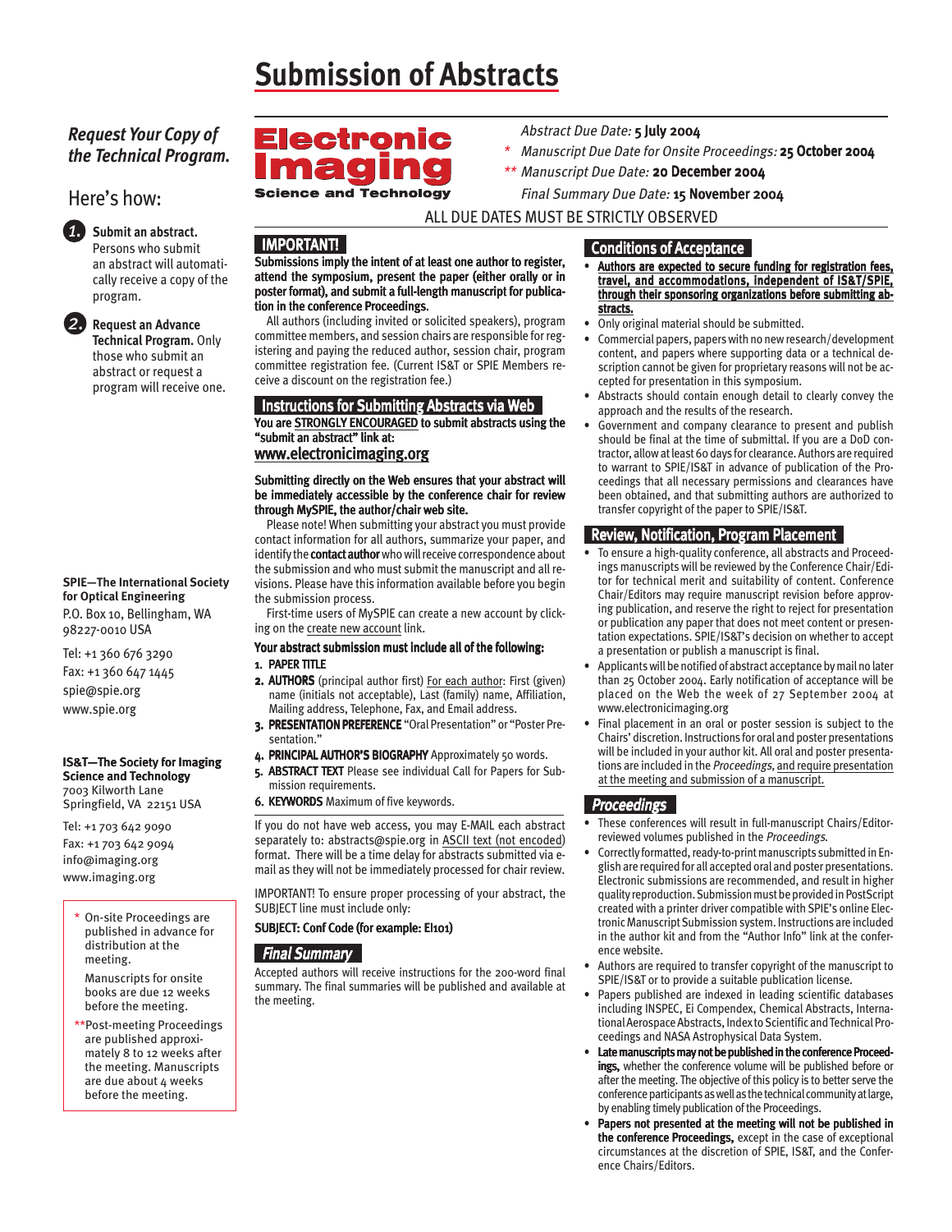# Submission of Abstracts

## *Request Your Copy of the Technical Program.*

Here's how:

**1.** **Submit an abstract.** Persons who submit an abstract will automatically receive a copy of the program.

**2.** **Request an Advance Technical Program.** Only those who submit an abstract or request a program will receive one.

**SPIE—The International Society for Optical Engineering**
P.O. Box 10, Bellingham, WA 98227-0010 USA

Tel: +1 360 676 3290
Fax: +1 360 647 1445
spie@spie.org
www.spie.org

**IS&T—The Society for Imaging Science and Technology**
7003 Kilworth Lane
Springfield, VA 22151 USA

Tel: +1 703 642 9090
Fax: +1 703 642 9094
info@imaging.org
www.imaging.org

\* On-site Proceedings are published in advance for distribution at the meeting.

Manuscripts for onsite books are due 12 weeks before the meeting.

\*\*Post-meeting Proceedings are published approximately 8 to 12 weeks after the meeting. Manuscripts are due about 4 weeks before the meeting.

**Electronic Imaging**
**Science and Technology**

*Abstract Due Date:* **5 July 2004**

\* *Manuscript Due Date for Onsite Proceedings:* **25 October 2004**

\*\* *Manuscript Due Date:* **20 December 2004**

*Final Summary Due Date:* **15 November 2004**

ALL DUE DATES MUST BE STRICTLY OBSERVED

## IMPORTANT!

**Submissions imply the intent of at least one author to register, attend the symposium, present the paper (either orally or in poster format), and submit a full-length manuscript for publication in the conference Proceedings.**

All authors (including invited or solicited speakers), program committee members, and session chairs are responsible for registering and paying the reduced author, session chair, program committee registration fee. (Current IS&T or SPIE Members receive a discount on the registration fee.)

## Instructions for Submitting Abstracts via Web

**You are STRONGLY ENCOURAGED to submit abstracts using the "submit an abstract" link at:**

**www.electronicimaging.org**

**Submitting directly on the Web ensures that your abstract will be immediately accessible by the conference chair for review through MySPIE, the author/chair web site.**

Please note! When submitting your abstract you must provide contact information for all authors, summarize your paper, and identify the **contact author** who will receive correspondence about the submission and who must submit the manuscript and all revisions. Please have this information available before you begin the submission process.

First-time users of MySPIE can create a new account by clicking on the create new account link.

**Your abstract submission must include all of the following:**

1. **PAPER TITLE**
2. **AUTHORS** (principal author first) For each author: First (given) name (initials not acceptable), Last (family) name, Affiliation, Mailing address, Telephone, Fax, and Email address.
3. **PRESENTATION PREFERENCE** "Oral Presentation" or "Poster Presentation."
4. **PRINCIPAL AUTHOR'S BIOGRAPHY** Approximately 50 words.
5. **ABSTRACT TEXT** Please see individual Call for Papers for Submission requirements.
6. **KEYWORDS** Maximum of five keywords.

If you do not have web access, you may E-MAIL each abstract separately to: abstracts@spie.org in ASCII text (not encoded) format. There will be a time delay for abstracts submitted via e-mail as they will not be immediately processed for chair review.

IMPORTANT! To ensure proper processing of your abstract, the SUBJECT line must include only:

**SUBJECT: Conf Code (for example: EI101)**

## *Final Summary*

Accepted authors will receive instructions for the 200-word final summary. The final summaries will be published and available at the meeting.

## Conditions of Acceptance

- **Authors are expected to secure funding for registration fees, travel, and accommodations, independent of IS&T/SPIE, through their sponsoring organizations before submitting abstracts.**
- Only original material should be submitted.
- Commercial papers, papers with no new research/development content, and papers where supporting data or a technical description cannot be given for proprietary reasons will not be accepted for presentation in this symposium.
- Abstracts should contain enough detail to clearly convey the approach and the results of the research.
- Government and company clearance to present and publish should be final at the time of submittal. If you are a DoD contractor, allow at least 60 days for clearance. Authors are required to warrant to SPIE/IS&T in advance of publication of the Proceedings that all necessary permissions and clearances have been obtained, and that submitting authors are authorized to transfer copyright of the paper to SPIE/IS&T.

## Review, Notification, Program Placement

- To ensure a high-quality conference, all abstracts and Proceedings manuscripts will be reviewed by the Conference Chair/Editor for technical merit and suitability of content. Conference Chair/Editors may require manuscript revision before approving publication, and reserve the right to reject for presentation or publication any paper that does not meet content or presentation expectations. SPIE/IS&T's decision on whether to accept a presentation or publish a manuscript is final.
- Applicants will be notified of abstract acceptance by mail no later than 25 October 2004. Early notification of acceptance will be placed on the Web the week of 27 September 2004 at www.electronicimaging.org
- Final placement in an oral or poster session is subject to the Chairs' discretion. Instructions for oral and poster presentations will be included in your author kit. All oral and poster presentations are included in the *Proceedings*, and require presentation at the meeting and submission of a manuscript.

## *Proceedings*

- These conferences will result in full-manuscript Chairs/Editor-reviewed volumes published in the *Proceedings*.
- Correctly formatted, ready-to-print manuscripts submitted in English are required for all accepted oral and poster presentations. Electronic submissions are recommended, and result in higher quality reproduction. Submission must be provided in PostScript created with a printer driver compatible with SPIE's online Electronic Manuscript Submission system. Instructions are included in the author kit and from the "Author Info" link at the conference website.
- Authors are required to transfer copyright of the manuscript to SPIE/IS&T or to provide a suitable publication license.
- Papers published are indexed in leading scientific databases including INSPEC, Ei Compendex, Chemical Abstracts, International Aerospace Abstracts, Index to Scientific and Technical Proceedings and NASA Astrophysical Data System.
- **Late manuscripts may not be published in the conference Proceedings,** whether the conference volume will be published before or after the meeting. The objective of this policy is to better serve the conference participants as well as the technical community at large, by enabling timely publication of the Proceedings.
- **Papers not presented at the meeting will not be published in the conference Proceedings,** except in the case of exceptional circumstances at the discretion of SPIE, IS&T, and the Conference Chairs/Editors.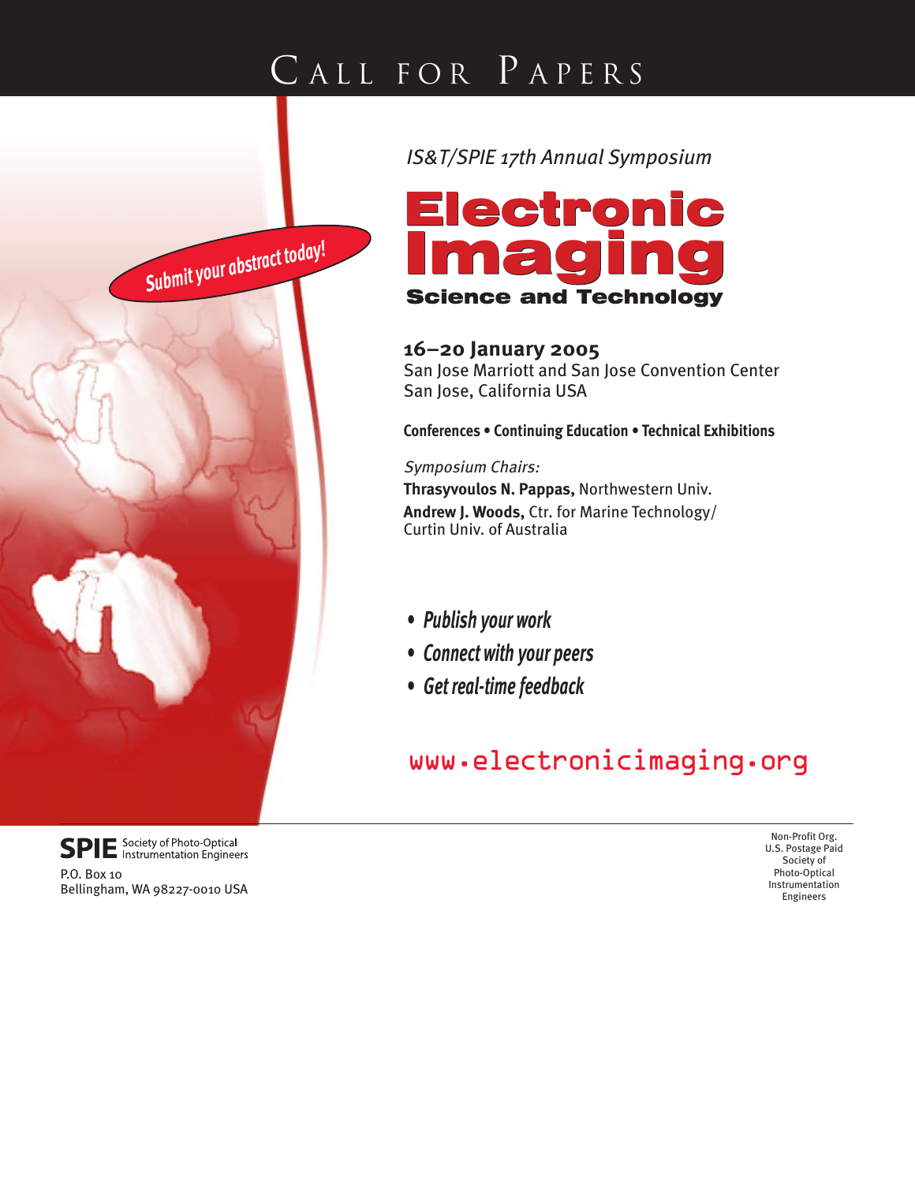# Call for Papers

*IS&T/SPIE 17th Annual Symposium*

# Electronic Imaging

## Science and Technology

Submit your abstract today!

**16–20 January 2005**
San Jose Marriott and San Jose Convention Center
San Jose, California USA

**Conferences • Continuing Education • Technical Exhibitions**

*Symposium Chairs:*
**Thrasyvoulos N. Pappas,** Northwestern Univ.
**Andrew J. Woods,** Ctr. for Marine Technology/
Curtin Univ. of Australia

- *Publish your work*
- *Connect with your peers*
- *Get real-time feedback*

www.electronicimaging.org

SPIE Society of Photo-Optical Instrumentation Engineers
P.O. Box 10
Bellingham, WA 98227-0010 USA

Non-Profit Org.
U.S. Postage Paid
Society of
Photo-Optical
Instrumentation
Engineers